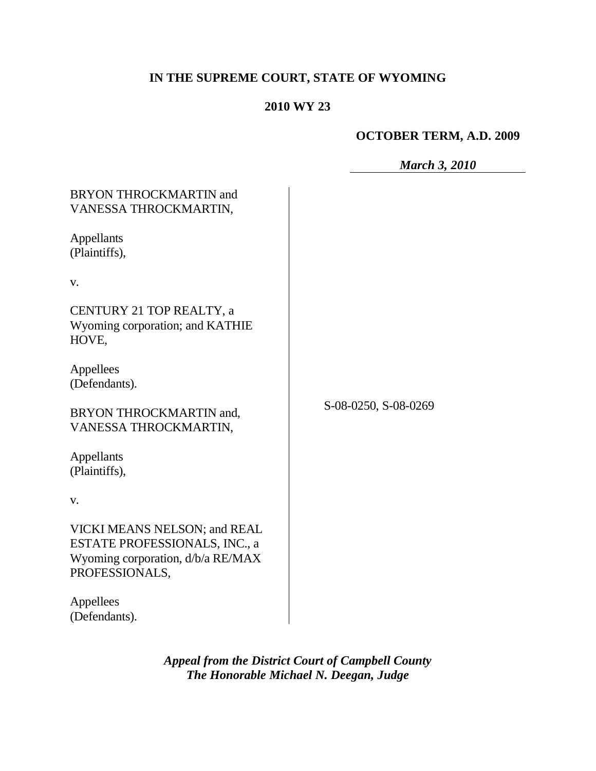**IN THE SUPREME COURT, STATE OF WYOMING**

**2010 WY 23**

**OCTOBER TERM, A.D. 2009**

***March 3, 2010***

BRYON THROCKMARTIN and VANESSA THROCKMARTIN,

Appellants (Plaintiffs),

v.

CENTURY 21 TOP REALTY, a Wyoming corporation; and KATHIE HOVE,

Appellees (Defendants).

BRYON THROCKMARTIN and, VANESSA THROCKMARTIN,

Appellants (Plaintiffs),

v.

VICKI MEANS NELSON; and REAL ESTATE PROFESSIONALS, INC., a Wyoming corporation, d/b/a RE/MAX PROFESSIONALS,

Appellees (Defendants).

S-08-0250, S-08-0269

***Appeal from the District Court of Campbell County***
***The Honorable Michael N. Deegan, Judge***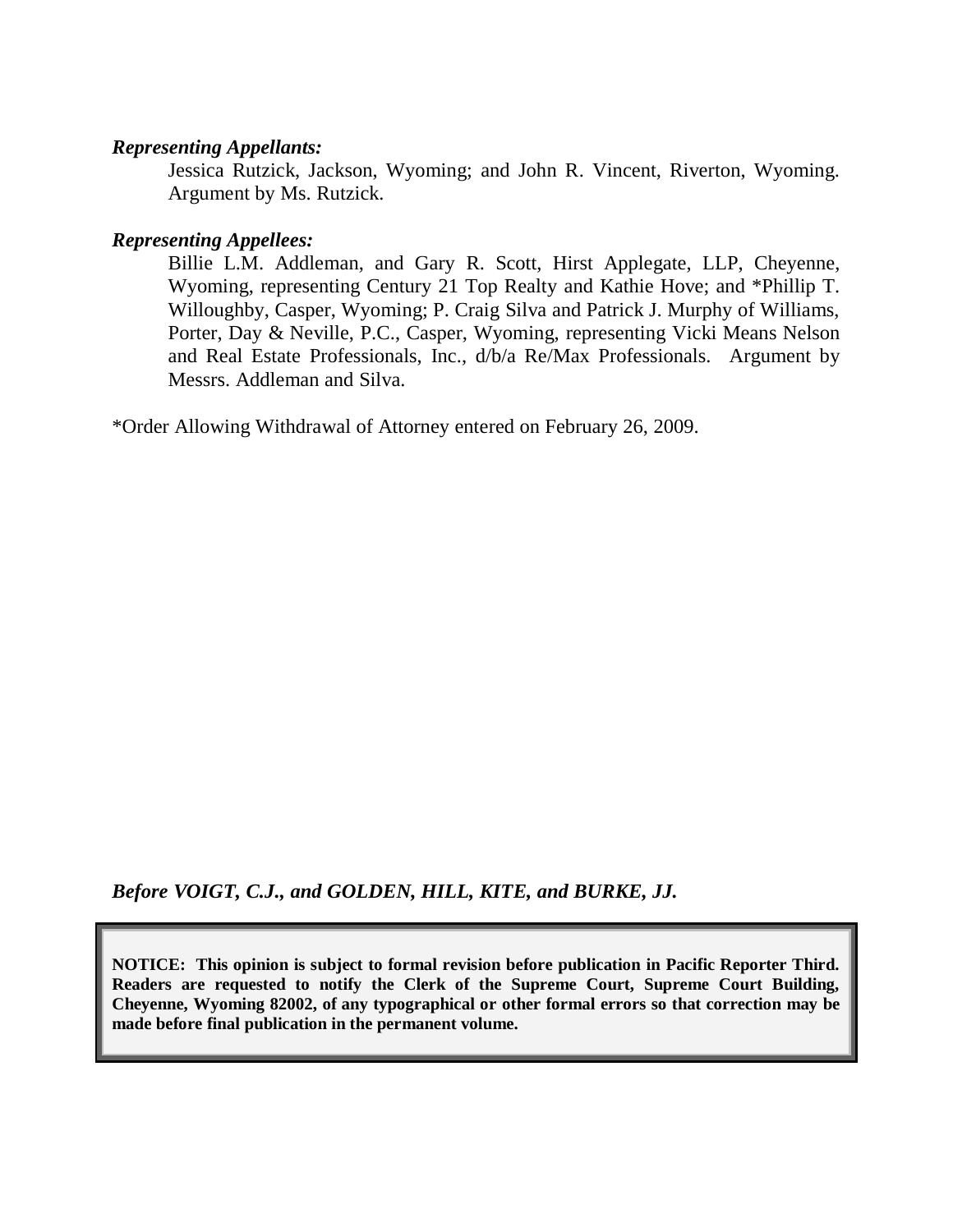***Representing Appellants:***

Jessica Rutzick, Jackson, Wyoming; and John R. Vincent, Riverton, Wyoming. Argument by Ms. Rutzick.

***Representing Appellees:***

Billie L.M. Addleman, and Gary R. Scott, Hirst Applegate, LLP, Cheyenne, Wyoming, representing Century 21 Top Realty and Kathie Hove; and *Phillip T. Willoughby, Casper, Wyoming; P. Craig Silva and Patrick J. Murphy of Williams, Porter, Day & Neville, P.C., Casper, Wyoming, representing Vicki Means Nelson and Real Estate Professionals, Inc., d/b/a Re/Max Professionals. Argument by Messrs. Addleman and Silva.

*Order Allowing Withdrawal of Attorney entered on February 26, 2009.

***Before VOIGT, C.J., and GOLDEN, HILL, KITE, and BURKE, JJ.***

**NOTICE: This opinion is subject to formal revision before publication in Pacific Reporter Third. Readers are requested to notify the Clerk of the Supreme Court, Supreme Court Building, Cheyenne, Wyoming 82002, of any typographical or other formal errors so that correction may be made before final publication in the permanent volume.**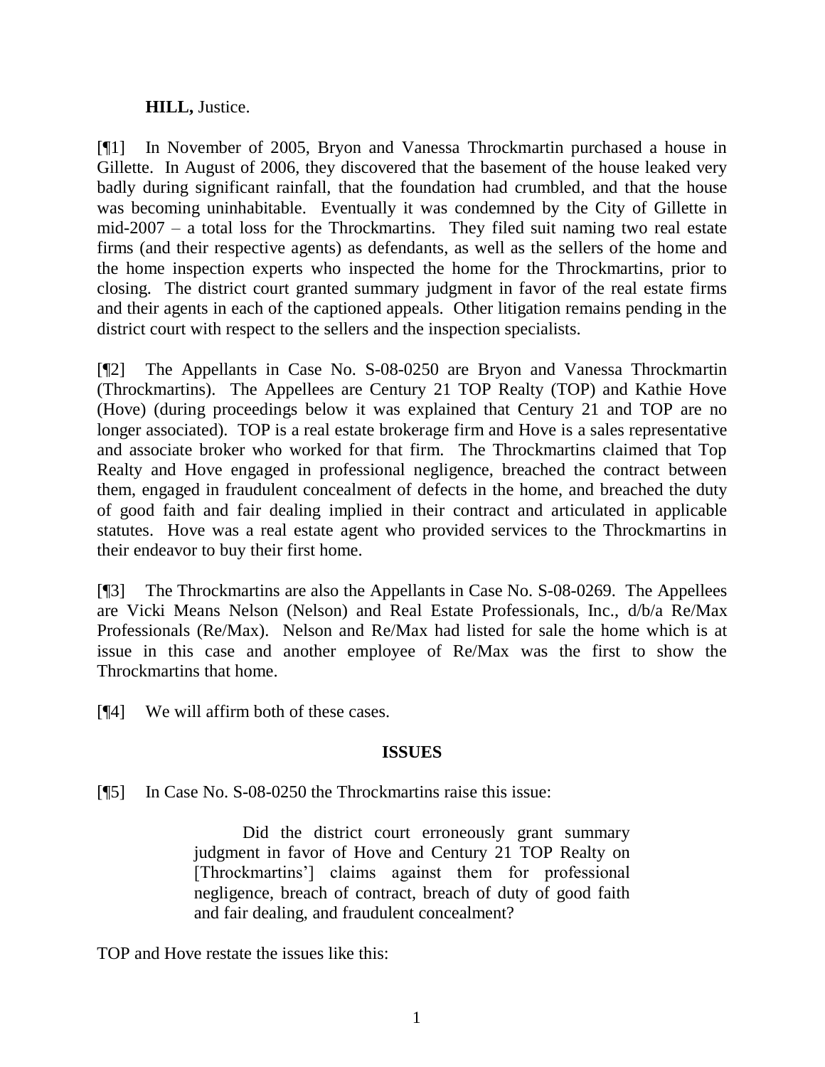**HILL,** Justice.

[¶1] In November of 2005, Bryon and Vanessa Throckmartin purchased a house in Gillette. In August of 2006, they discovered that the basement of the house leaked very badly during significant rainfall, that the foundation had crumbled, and that the house was becoming uninhabitable. Eventually it was condemned by the City of Gillette in mid-2007 – a total loss for the Throckmartins. They filed suit naming two real estate firms (and their respective agents) as defendants, as well as the sellers of the home and the home inspection experts who inspected the home for the Throckmartins, prior to closing. The district court granted summary judgment in favor of the real estate firms and their agents in each of the captioned appeals. Other litigation remains pending in the district court with respect to the sellers and the inspection specialists.

[¶2] The Appellants in Case No. S-08-0250 are Bryon and Vanessa Throckmartin (Throckmartins). The Appellees are Century 21 TOP Realty (TOP) and Kathie Hove (Hove) (during proceedings below it was explained that Century 21 and TOP are no longer associated). TOP is a real estate brokerage firm and Hove is a sales representative and associate broker who worked for that firm. The Throckmartins claimed that Top Realty and Hove engaged in professional negligence, breached the contract between them, engaged in fraudulent concealment of defects in the home, and breached the duty of good faith and fair dealing implied in their contract and articulated in applicable statutes. Hove was a real estate agent who provided services to the Throckmartins in their endeavor to buy their first home.

[¶3] The Throckmartins are also the Appellants in Case No. S-08-0269. The Appellees are Vicki Means Nelson (Nelson) and Real Estate Professionals, Inc., d/b/a Re/Max Professionals (Re/Max). Nelson and Re/Max had listed for sale the home which is at issue in this case and another employee of Re/Max was the first to show the Throckmartins that home.

[¶4] We will affirm both of these cases.

## ISSUES

[¶5] In Case No. S-08-0250 the Throckmartins raise this issue:

> Did the district court erroneously grant summary judgment in favor of Hove and Century 21 TOP Realty on [Throckmartins'] claims against them for professional negligence, breach of contract, breach of duty of good faith and fair dealing, and fraudulent concealment?

TOP and Hove restate the issues like this: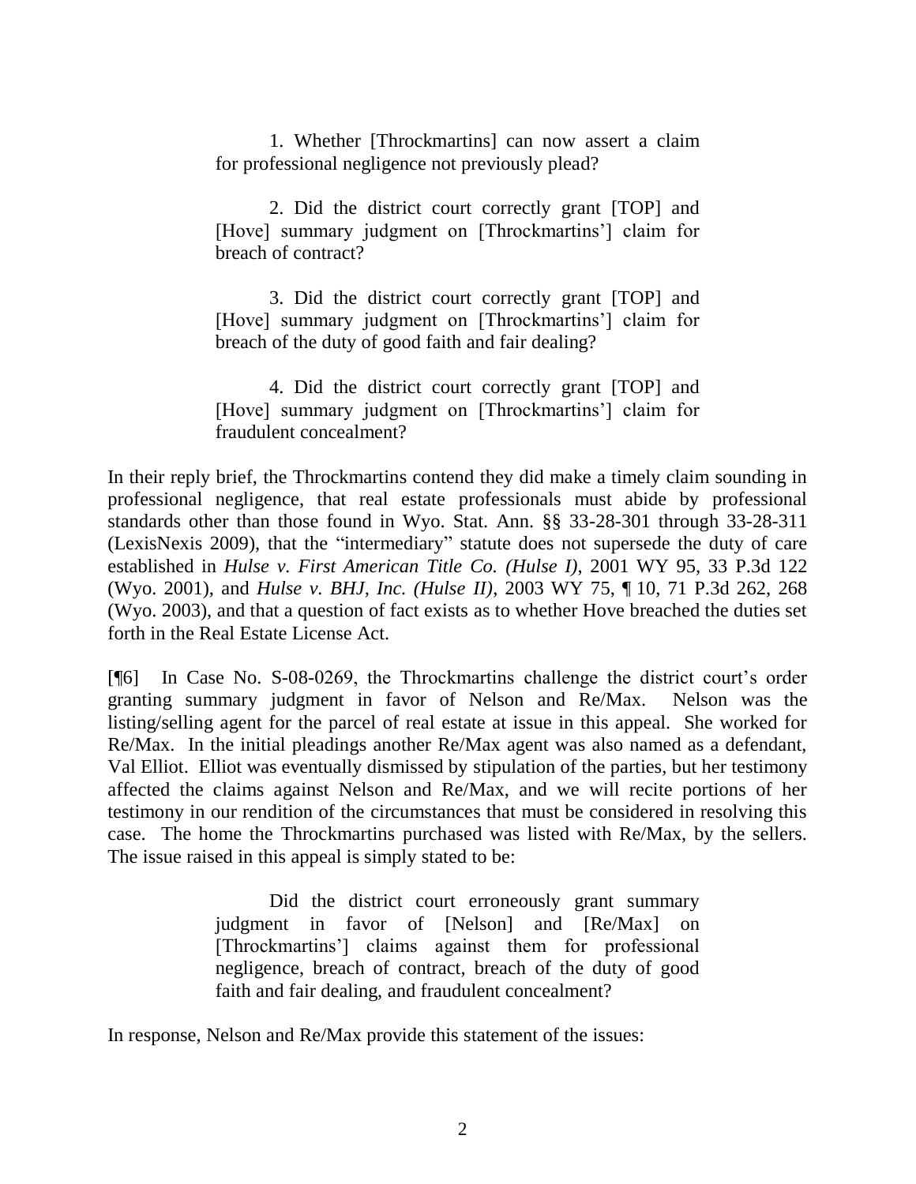> 1. Whether [Throckmartins] can now assert a claim for professional negligence not previously plead?
>
> 2. Did the district court correctly grant [TOP] and [Hove] summary judgment on [Throckmartins'] claim for breach of contract?
>
> 3. Did the district court correctly grant [TOP] and [Hove] summary judgment on [Throckmartins'] claim for breach of the duty of good faith and fair dealing?
>
> 4. Did the district court correctly grant [TOP] and [Hove] summary judgment on [Throckmartins'] claim for fraudulent concealment?

In their reply brief, the Throckmartins contend they did make a timely claim sounding in professional negligence, that real estate professionals must abide by professional standards other than those found in Wyo. Stat. Ann. §§ 33-28-301 through 33-28-311 (LexisNexis 2009), that the "intermediary" statute does not supersede the duty of care established in *Hulse v. First American Title Co. (Hulse I)*, 2001 WY 95, 33 P.3d 122 (Wyo. 2001), and *Hulse v. BHJ, Inc. (Hulse II)*, 2003 WY 75, ¶ 10, 71 P.3d 262, 268 (Wyo. 2003), and that a question of fact exists as to whether Hove breached the duties set forth in the Real Estate License Act.

[¶6] In Case No. S-08-0269, the Throckmartins challenge the district court's order granting summary judgment in favor of Nelson and Re/Max. Nelson was the listing/selling agent for the parcel of real estate at issue in this appeal. She worked for Re/Max. In the initial pleadings another Re/Max agent was also named as a defendant, Val Elliot. Elliot was eventually dismissed by stipulation of the parties, but her testimony affected the claims against Nelson and Re/Max, and we will recite portions of her testimony in our rendition of the circumstances that must be considered in resolving this case. The home the Throckmartins purchased was listed with Re/Max, by the sellers. The issue raised in this appeal is simply stated to be:

> Did the district court erroneously grant summary judgment in favor of [Nelson] and [Re/Max] on [Throckmartins'] claims against them for professional negligence, breach of contract, breach of the duty of good faith and fair dealing, and fraudulent concealment?

In response, Nelson and Re/Max provide this statement of the issues: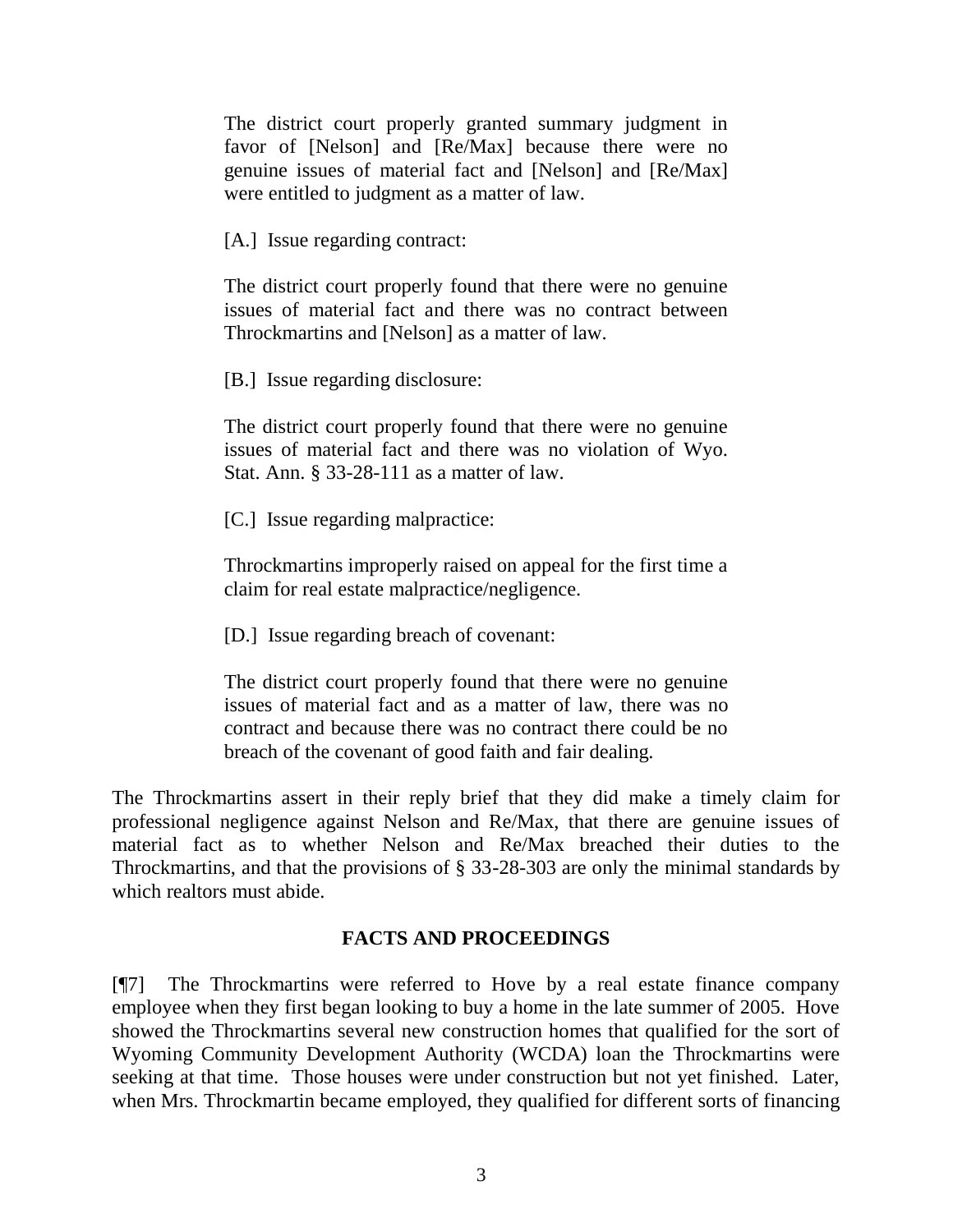> The district court properly granted summary judgment in favor of [Nelson] and [Re/Max] because there were no genuine issues of material fact and [Nelson] and [Re/Max] were entitled to judgment as a matter of law.
>
> [A.] Issue regarding contract:
>
> The district court properly found that there were no genuine issues of material fact and there was no contract between Throckmartins and [Nelson] as a matter of law.
>
> [B.] Issue regarding disclosure:
>
> The district court properly found that there were no genuine issues of material fact and there was no violation of Wyo. Stat. Ann. § 33-28-111 as a matter of law.
>
> [C.] Issue regarding malpractice:
>
> Throckmartins improperly raised on appeal for the first time a claim for real estate malpractice/negligence.
>
> [D.] Issue regarding breach of covenant:
>
> The district court properly found that there were no genuine issues of material fact and as a matter of law, there was no contract and because there was no contract there could be no breach of the covenant of good faith and fair dealing.

The Throckmartins assert in their reply brief that they did make a timely claim for professional negligence against Nelson and Re/Max, that there are genuine issues of material fact as to whether Nelson and Re/Max breached their duties to the Throckmartins, and that the provisions of § 33-28-303 are only the minimal standards by which realtors must abide.

## FACTS AND PROCEEDINGS

[¶7] The Throckmartins were referred to Hove by a real estate finance company employee when they first began looking to buy a home in the late summer of 2005. Hove showed the Throckmartins several new construction homes that qualified for the sort of Wyoming Community Development Authority (WCDA) loan the Throckmartins were seeking at that time. Those houses were under construction but not yet finished. Later, when Mrs. Throckmartin became employed, they qualified for different sorts of financing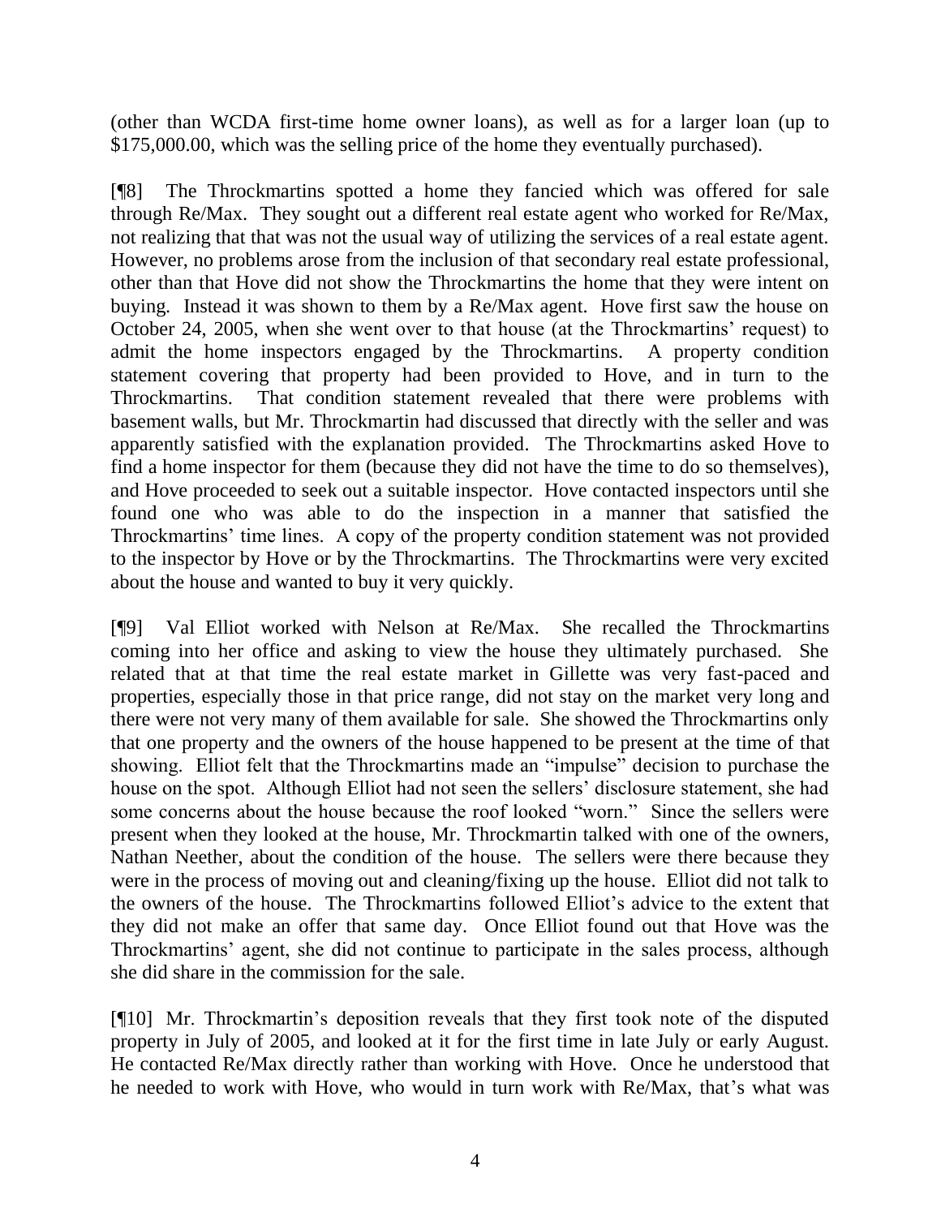(other than WCDA first-time home owner loans), as well as for a larger loan (up to $175,000.00, which was the selling price of the home they eventually purchased).

[¶8] The Throckmartins spotted a home they fancied which was offered for sale through Re/Max. They sought out a different real estate agent who worked for Re/Max, not realizing that that was not the usual way of utilizing the services of a real estate agent. However, no problems arose from the inclusion of that secondary real estate professional, other than that Hove did not show the Throckmartins the home that they were intent on buying. Instead it was shown to them by a Re/Max agent. Hove first saw the house on October 24, 2005, when she went over to that house (at the Throckmartins' request) to admit the home inspectors engaged by the Throckmartins. A property condition statement covering that property had been provided to Hove, and in turn to the Throckmartins. That condition statement revealed that there were problems with basement walls, but Mr. Throckmartin had discussed that directly with the seller and was apparently satisfied with the explanation provided. The Throckmartins asked Hove to find a home inspector for them (because they did not have the time to do so themselves), and Hove proceeded to seek out a suitable inspector. Hove contacted inspectors until she found one who was able to do the inspection in a manner that satisfied the Throckmartins' time lines. A copy of the property condition statement was not provided to the inspector by Hove or by the Throckmartins. The Throckmartins were very excited about the house and wanted to buy it very quickly.

[¶9] Val Elliot worked with Nelson at Re/Max. She recalled the Throckmartins coming into her office and asking to view the house they ultimately purchased. She related that at that time the real estate market in Gillette was very fast-paced and properties, especially those in that price range, did not stay on the market very long and there were not very many of them available for sale. She showed the Throckmartins only that one property and the owners of the house happened to be present at the time of that showing. Elliot felt that the Throckmartins made an "impulse" decision to purchase the house on the spot. Although Elliot had not seen the sellers' disclosure statement, she had some concerns about the house because the roof looked "worn." Since the sellers were present when they looked at the house, Mr. Throckmartin talked with one of the owners, Nathan Neether, about the condition of the house. The sellers were there because they were in the process of moving out and cleaning/fixing up the house. Elliot did not talk to the owners of the house. The Throckmartins followed Elliot's advice to the extent that they did not make an offer that same day. Once Elliot found out that Hove was the Throckmartins' agent, she did not continue to participate in the sales process, although she did share in the commission for the sale.

[¶10] Mr. Throckmartin's deposition reveals that they first took note of the disputed property in July of 2005, and looked at it for the first time in late July or early August. He contacted Re/Max directly rather than working with Hove. Once he understood that he needed to work with Hove, who would in turn work with Re/Max, that's what was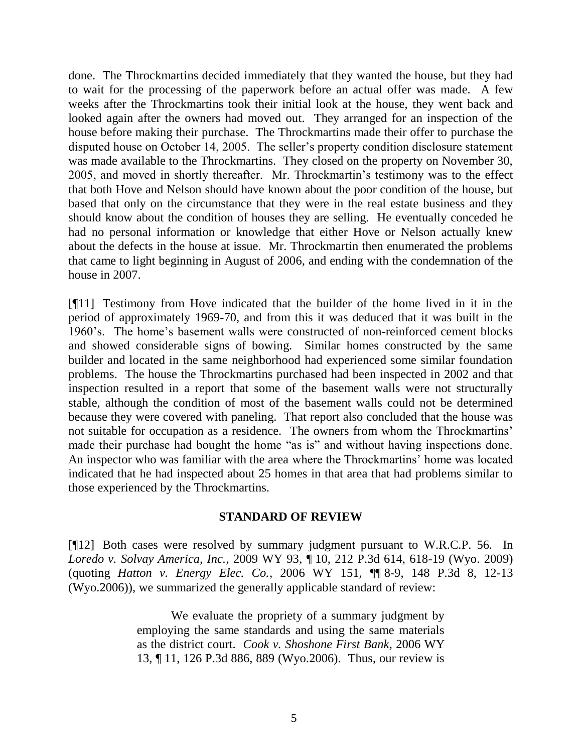done. The Throckmartins decided immediately that they wanted the house, but they had to wait for the processing of the paperwork before an actual offer was made. A few weeks after the Throckmartins took their initial look at the house, they went back and looked again after the owners had moved out. They arranged for an inspection of the house before making their purchase. The Throckmartins made their offer to purchase the disputed house on October 14, 2005. The seller's property condition disclosure statement was made available to the Throckmartins. They closed on the property on November 30, 2005, and moved in shortly thereafter. Mr. Throckmartin's testimony was to the effect that both Hove and Nelson should have known about the poor condition of the house, but based that only on the circumstance that they were in the real estate business and they should know about the condition of houses they are selling. He eventually conceded he had no personal information or knowledge that either Hove or Nelson actually knew about the defects in the house at issue. Mr. Throckmartin then enumerated the problems that came to light beginning in August of 2006, and ending with the condemnation of the house in 2007.

[¶11] Testimony from Hove indicated that the builder of the home lived in it in the period of approximately 1969-70, and from this it was deduced that it was built in the 1960's. The home's basement walls were constructed of non-reinforced cement blocks and showed considerable signs of bowing. Similar homes constructed by the same builder and located in the same neighborhood had experienced some similar foundation problems. The house the Throckmartins purchased had been inspected in 2002 and that inspection resulted in a report that some of the basement walls were not structurally stable, although the condition of most of the basement walls could not be determined because they were covered with paneling. That report also concluded that the house was not suitable for occupation as a residence. The owners from whom the Throckmartins' made their purchase had bought the home "as is" and without having inspections done. An inspector who was familiar with the area where the Throckmartins' home was located indicated that he had inspected about 25 homes in that area that had problems similar to those experienced by the Throckmartins.

## STANDARD OF REVIEW

[¶12] Both cases were resolved by summary judgment pursuant to W.R.C.P. 56. In *Loredo v. Solvay America, Inc.*, 2009 WY 93, ¶ 10, 212 P.3d 614, 618-19 (Wyo. 2009) (quoting *Hatton v. Energy Elec. Co.*, 2006 WY 151, ¶¶ 8-9, 148 P.3d 8, 12-13 (Wyo.2006)), we summarized the generally applicable standard of review:

> We evaluate the propriety of a summary judgment by employing the same standards and using the same materials as the district court. *Cook v. Shoshone First Bank*, 2006 WY 13, ¶ 11, 126 P.3d 886, 889 (Wyo.2006). Thus, our review is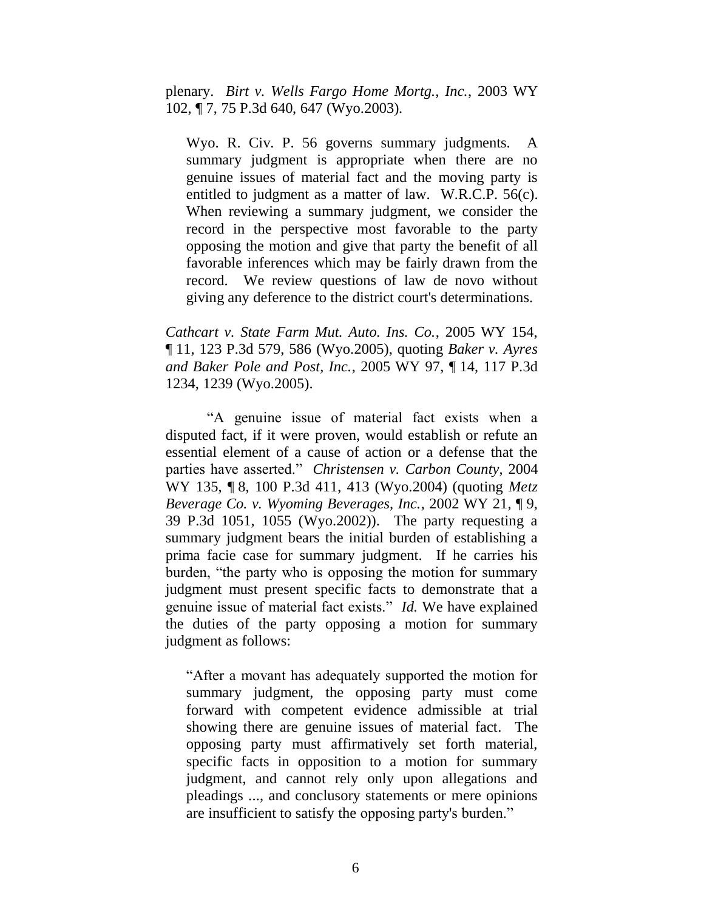plenary. *Birt v. Wells Fargo Home Mortg., Inc.*, 2003 WY 102, ¶ 7, 75 P.3d 640, 647 (Wyo.2003).

> Wyo. R. Civ. P. 56 governs summary judgments. A summary judgment is appropriate when there are no genuine issues of material fact and the moving party is entitled to judgment as a matter of law. W.R.C.P. 56(c). When reviewing a summary judgment, we consider the record in the perspective most favorable to the party opposing the motion and give that party the benefit of all favorable inferences which may be fairly drawn from the record. We review questions of law de novo without giving any deference to the district court's determinations.

*Cathcart v. State Farm Mut. Auto. Ins. Co.*, 2005 WY 154, ¶ 11, 123 P.3d 579, 586 (Wyo.2005), quoting *Baker v. Ayres and Baker Pole and Post, Inc.*, 2005 WY 97, ¶ 14, 117 P.3d 1234, 1239 (Wyo.2005).

"A genuine issue of material fact exists when a disputed fact, if it were proven, would establish or refute an essential element of a cause of action or a defense that the parties have asserted." *Christensen v. Carbon County*, 2004 WY 135, ¶ 8, 100 P.3d 411, 413 (Wyo.2004) (quoting *Metz Beverage Co. v. Wyoming Beverages, Inc.*, 2002 WY 21, ¶ 9, 39 P.3d 1051, 1055 (Wyo.2002)). The party requesting a summary judgment bears the initial burden of establishing a prima facie case for summary judgment. If he carries his burden, "the party who is opposing the motion for summary judgment must present specific facts to demonstrate that a genuine issue of material fact exists." *Id.* We have explained the duties of the party opposing a motion for summary judgment as follows:

> "After a movant has adequately supported the motion for summary judgment, the opposing party must come forward with competent evidence admissible at trial showing there are genuine issues of material fact. The opposing party must affirmatively set forth material, specific facts in opposition to a motion for summary judgment, and cannot rely only upon allegations and pleadings ..., and conclusory statements or mere opinions are insufficient to satisfy the opposing party's burden."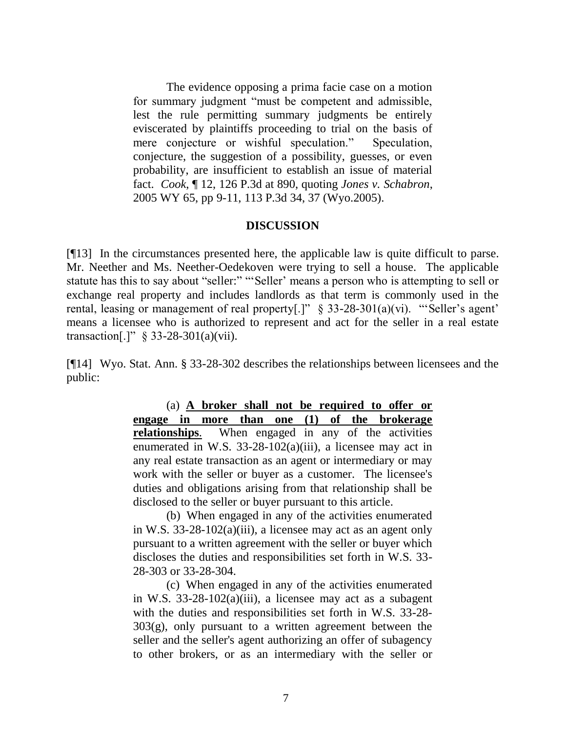> The evidence opposing a prima facie case on a motion for summary judgment "must be competent and admissible, lest the rule permitting summary judgments be entirely eviscerated by plaintiffs proceeding to trial on the basis of mere conjecture or wishful speculation." Speculation, conjecture, the suggestion of a possibility, guesses, or even probability, are insufficient to establish an issue of material fact. *Cook*, ¶ 12, 126 P.3d at 890, quoting *Jones v. Schabron*, 2005 WY 65, pp 9-11, 113 P.3d 34, 37 (Wyo.2005).

## DISCUSSION

[¶13] In the circumstances presented here, the applicable law is quite difficult to parse. Mr. Neether and Ms. Neether-Oedekoven were trying to sell a house. The applicable statute has this to say about "seller:" "'Seller' means a person who is attempting to sell or exchange real property and includes landlords as that term is commonly used in the rental, leasing or management of real property[.]" § 33-28-301(a)(vi). "'Seller's agent' means a licensee who is authorized to represent and act for the seller in a real estate transaction[.]" § 33-28-301(a)(vii).

[¶14] Wyo. Stat. Ann. § 33-28-302 describes the relationships between licensees and the public:

> (a) <u>**A broker shall not be required to offer or engage in more than one (1) of the brokerage relationships**</u>. When engaged in any of the activities enumerated in W.S. 33-28-102(a)(iii), a licensee may act in any real estate transaction as an agent or intermediary or may work with the seller or buyer as a customer. The licensee's duties and obligations arising from that relationship shall be disclosed to the seller or buyer pursuant to this article.
>
> (b) When engaged in any of the activities enumerated in W.S. 33-28-102(a)(iii), a licensee may act as an agent only pursuant to a written agreement with the seller or buyer which discloses the duties and responsibilities set forth in W.S. 33-28-303 or 33-28-304.
>
> (c) When engaged in any of the activities enumerated in W.S. 33-28-102(a)(iii), a licensee may act as a subagent with the duties and responsibilities set forth in W.S. 33-28-303(g), only pursuant to a written agreement between the seller and the seller's agent authorizing an offer of subagency to other brokers, or as an intermediary with the seller or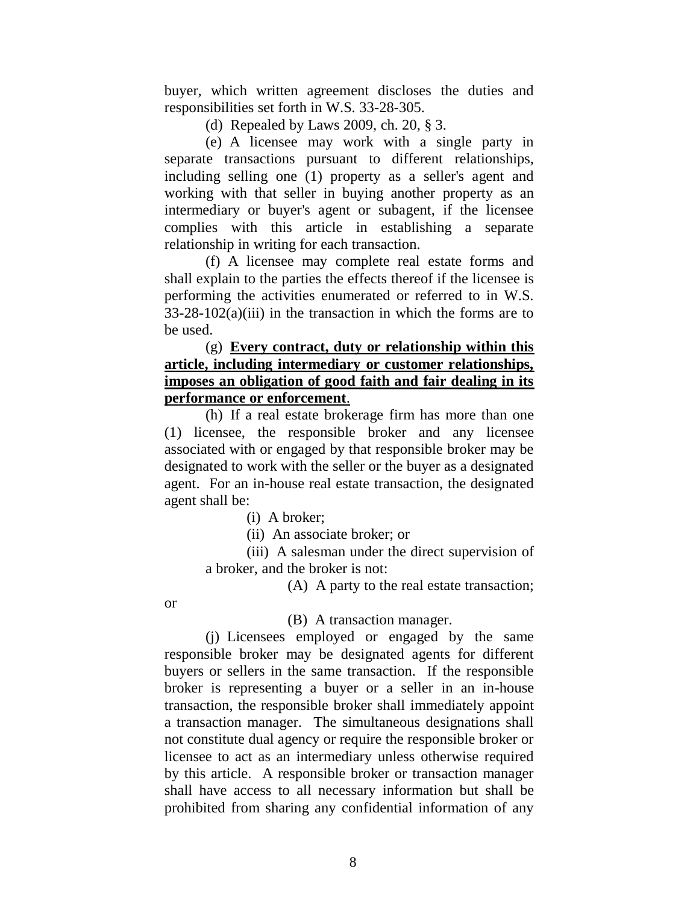buyer, which written agreement discloses the duties and responsibilities set forth in W.S. 33-28-305.

(d) Repealed by Laws 2009, ch. 20, § 3.

(e) A licensee may work with a single party in separate transactions pursuant to different relationships, including selling one (1) property as a seller's agent and working with that seller in buying another property as an intermediary or buyer's agent or subagent, if the licensee complies with this article in establishing a separate relationship in writing for each transaction.

(f) A licensee may complete real estate forms and shall explain to the parties the effects thereof if the licensee is performing the activities enumerated or referred to in W.S. 33-28-102(a)(iii) in the transaction in which the forms are to be used.

(g) **Every contract, duty or relationship within this article, including intermediary or customer relationships, imposes an obligation of good faith and fair dealing in its performance or enforcement**.

(h) If a real estate brokerage firm has more than one (1) licensee, the responsible broker and any licensee associated with or engaged by that responsible broker may be designated to work with the seller or the buyer as a designated agent. For an in-house real estate transaction, the designated agent shall be:

(i) A broker;

(ii) An associate broker; or

(iii) A salesman under the direct supervision of a broker, and the broker is not:

(A) A party to the real estate transaction; or

(B) A transaction manager.

(j) Licensees employed or engaged by the same responsible broker may be designated agents for different buyers or sellers in the same transaction. If the responsible broker is representing a buyer or a seller in an in-house transaction, the responsible broker shall immediately appoint a transaction manager. The simultaneous designations shall not constitute dual agency or require the responsible broker or licensee to act as an intermediary unless otherwise required by this article. A responsible broker or transaction manager shall have access to all necessary information but shall be prohibited from sharing any confidential information of any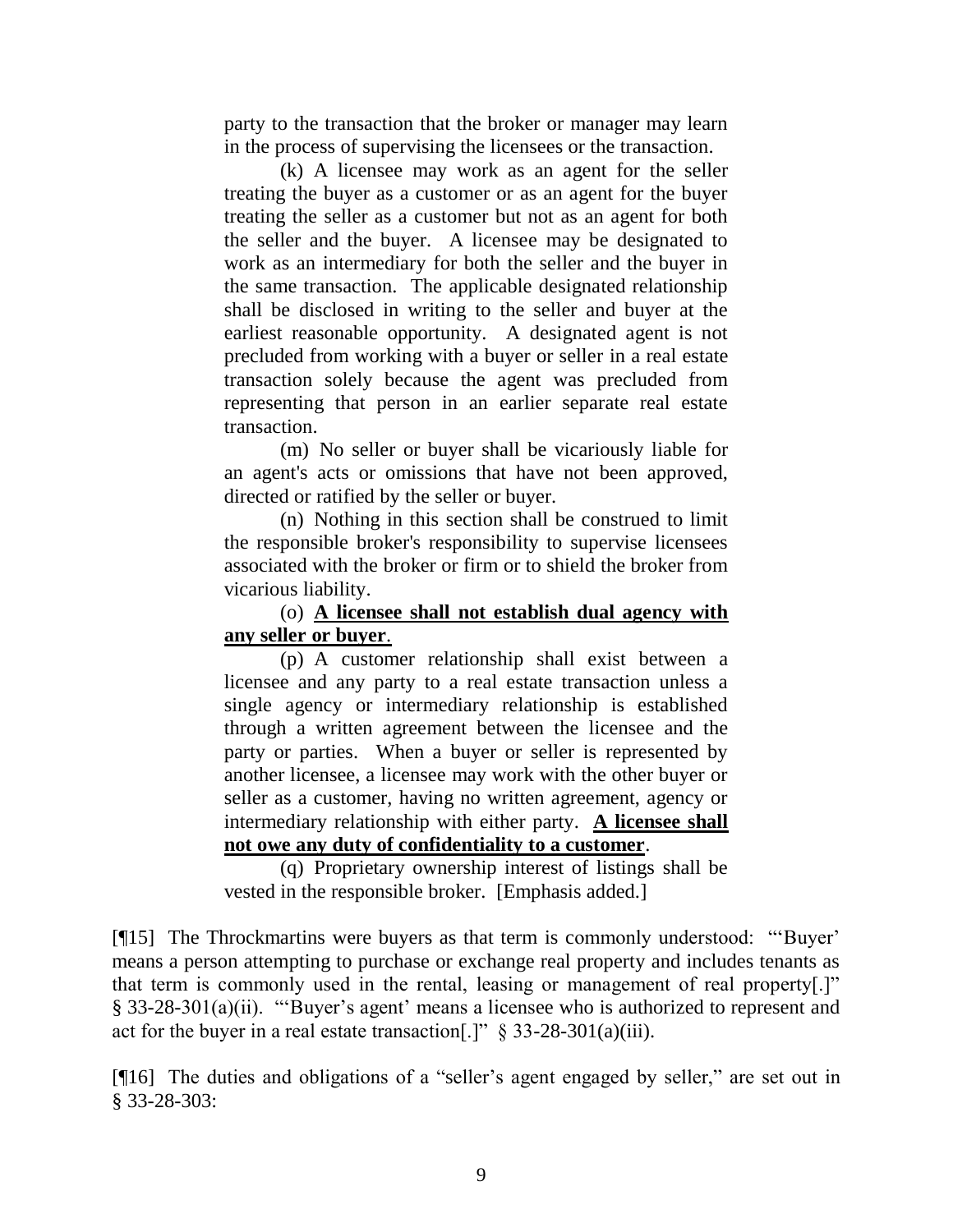party to the transaction that the broker or manager may learn in the process of supervising the licensees or the transaction.

(k) A licensee may work as an agent for the seller treating the buyer as a customer or as an agent for the buyer treating the seller as a customer but not as an agent for both the seller and the buyer. A licensee may be designated to work as an intermediary for both the seller and the buyer in the same transaction. The applicable designated relationship shall be disclosed in writing to the seller and buyer at the earliest reasonable opportunity. A designated agent is not precluded from working with a buyer or seller in a real estate transaction solely because the agent was precluded from representing that person in an earlier separate real estate transaction.

(m) No seller or buyer shall be vicariously liable for an agent's acts or omissions that have not been approved, directed or ratified by the seller or buyer.

(n) Nothing in this section shall be construed to limit the responsible broker's responsibility to supervise licensees associated with the broker or firm or to shield the broker from vicarious liability.

(o) **<u>A licensee shall not establish dual agency with any seller or buyer</u>**.

(p) A customer relationship shall exist between a licensee and any party to a real estate transaction unless a single agency or intermediary relationship is established through a written agreement between the licensee and the party or parties. When a buyer or seller is represented by another licensee, a licensee may work with the other buyer or seller as a customer, having no written agreement, agency or intermediary relationship with either party. **<u>A licensee shall not owe any duty of confidentiality to a customer</u>**.

(q) Proprietary ownership interest of listings shall be vested in the responsible broker. [Emphasis added.]

[¶15] The Throckmartins were buyers as that term is commonly understood: "'Buyer' means a person attempting to purchase or exchange real property and includes tenants as that term is commonly used in the rental, leasing or management of real property[.]" § 33-28-301(a)(ii). "'Buyer's agent' means a licensee who is authorized to represent and act for the buyer in a real estate transaction[.]" § 33-28-301(a)(iii).

[¶16] The duties and obligations of a "seller's agent engaged by seller," are set out in § 33-28-303: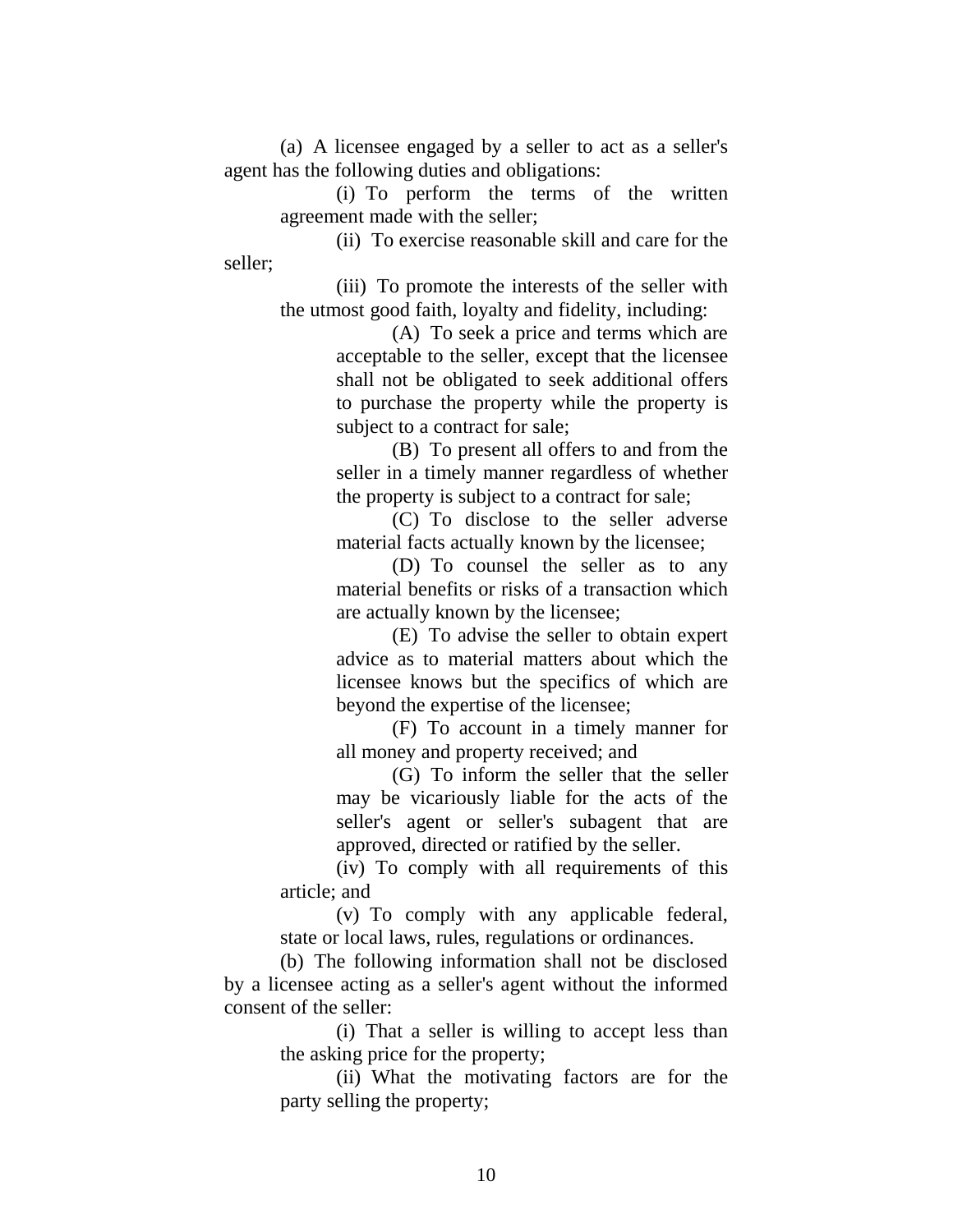(a) A licensee engaged by a seller to act as a seller's agent has the following duties and obligations:

(i) To perform the terms of the written agreement made with the seller;

(ii) To exercise reasonable skill and care for the seller;

(iii) To promote the interests of the seller with the utmost good faith, loyalty and fidelity, including:

(A) To seek a price and terms which are acceptable to the seller, except that the licensee shall not be obligated to seek additional offers to purchase the property while the property is subject to a contract for sale;

(B) To present all offers to and from the seller in a timely manner regardless of whether the property is subject to a contract for sale;

(C) To disclose to the seller adverse material facts actually known by the licensee;

(D) To counsel the seller as to any material benefits or risks of a transaction which are actually known by the licensee;

(E) To advise the seller to obtain expert advice as to material matters about which the licensee knows but the specifics of which are beyond the expertise of the licensee;

(F) To account in a timely manner for all money and property received; and

(G) To inform the seller that the seller may be vicariously liable for the acts of the seller's agent or seller's subagent that are approved, directed or ratified by the seller.

(iv) To comply with all requirements of this article; and

(v) To comply with any applicable federal, state or local laws, rules, regulations or ordinances.

(b) The following information shall not be disclosed by a licensee acting as a seller's agent without the informed consent of the seller:

(i) That a seller is willing to accept less than the asking price for the property;

(ii) What the motivating factors are for the party selling the property;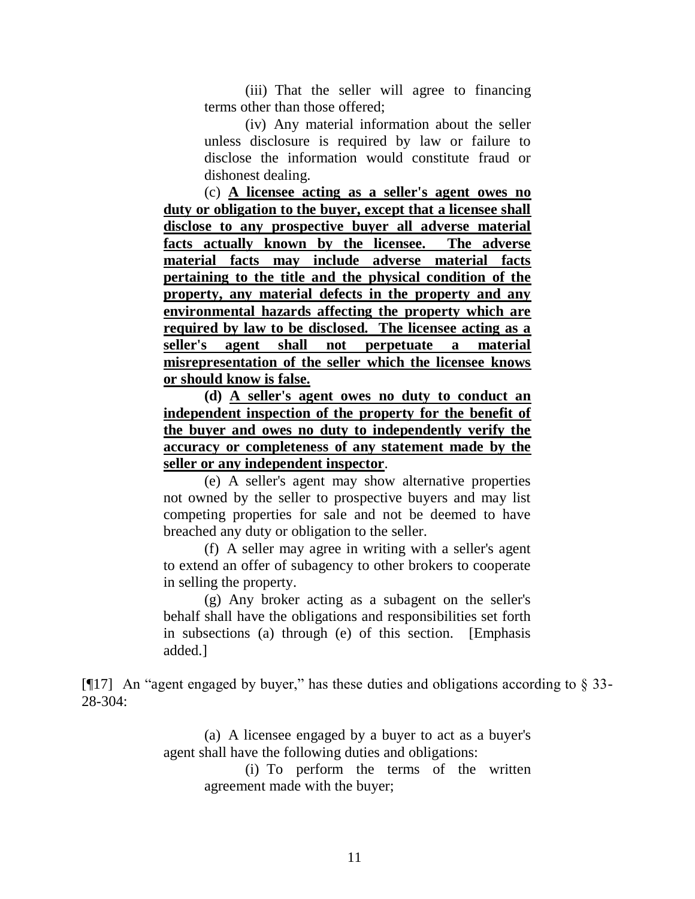(iii) That the seller will agree to financing terms other than those offered;

(iv) Any material information about the seller unless disclosure is required by law or failure to disclose the information would constitute fraud or dishonest dealing.

(c) **<u>A licensee acting as a seller's agent owes no duty or obligation to the buyer, except that a licensee shall disclose to any prospective buyer all adverse material facts actually known by the licensee. The adverse material facts may include adverse material facts pertaining to the title and the physical condition of the property, any material defects in the property and any environmental hazards affecting the property which are required by law to be disclosed. The licensee acting as a seller's agent shall not perpetuate a material misrepresentation of the seller which the licensee knows or should know is false.</u>**

**(d) <u>A seller's agent owes no duty to conduct an independent inspection of the property for the benefit of the buyer and owes no duty to independently verify the accuracy or completeness of any statement made by the seller or any independent inspector</u>**.

(e) A seller's agent may show alternative properties not owned by the seller to prospective buyers and may list competing properties for sale and not be deemed to have breached any duty or obligation to the seller.

(f) A seller may agree in writing with a seller's agent to extend an offer of subagency to other brokers to cooperate in selling the property.

(g) Any broker acting as a subagent on the seller's behalf shall have the obligations and responsibilities set forth in subsections (a) through (e) of this section. [Emphasis added.]

[¶17] An "agent engaged by buyer," has these duties and obligations according to § 33-28-304:

(a) A licensee engaged by a buyer to act as a buyer's agent shall have the following duties and obligations:

(i) To perform the terms of the written agreement made with the buyer;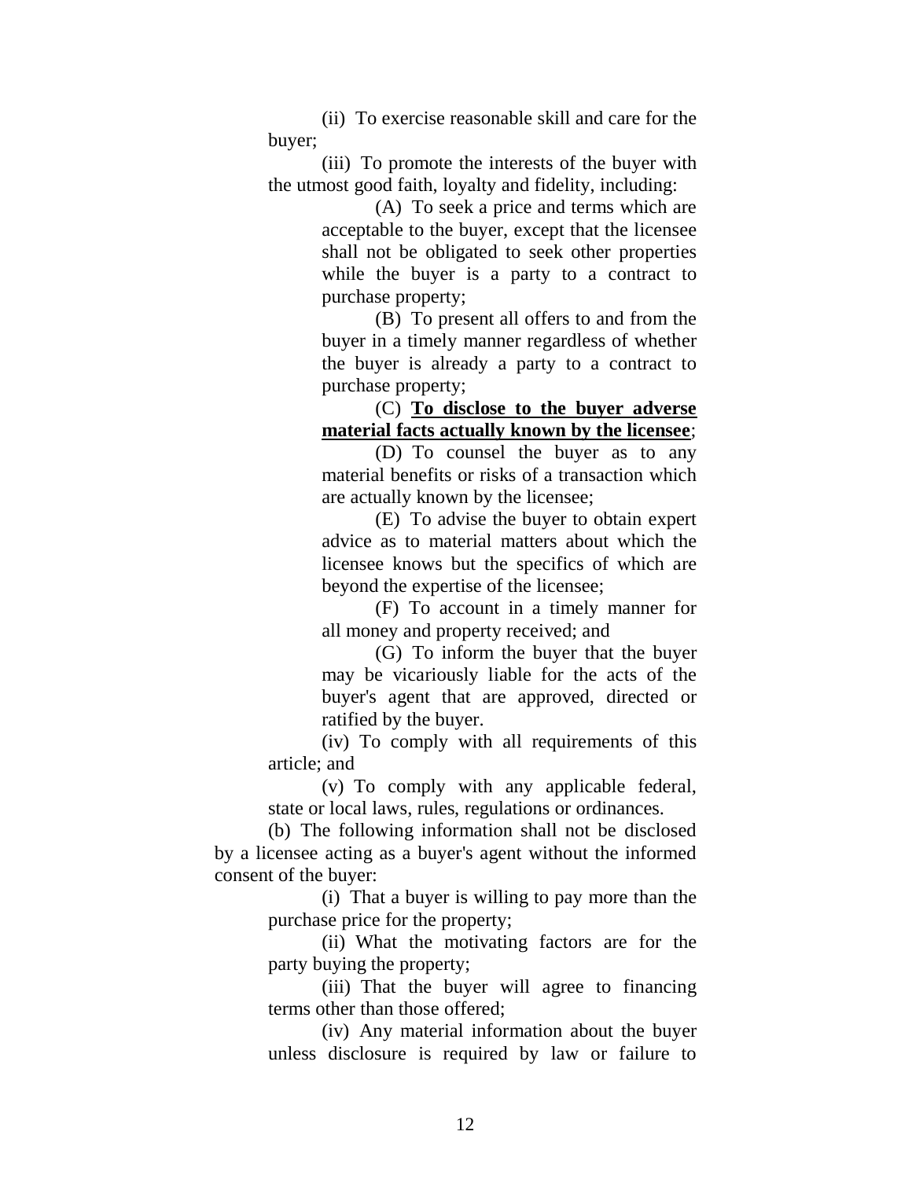(ii) To exercise reasonable skill and care for the buyer;

(iii) To promote the interests of the buyer with the utmost good faith, loyalty and fidelity, including:

(A) To seek a price and terms which are acceptable to the buyer, except that the licensee shall not be obligated to seek other properties while the buyer is a party to a contract to purchase property;

(B) To present all offers to and from the buyer in a timely manner regardless of whether the buyer is already a party to a contract to purchase property;

(C) <u>**To disclose to the buyer adverse material facts actually known by the licensee**</u>;

(D) To counsel the buyer as to any material benefits or risks of a transaction which are actually known by the licensee;

(E) To advise the buyer to obtain expert advice as to material matters about which the licensee knows but the specifics of which are beyond the expertise of the licensee;

(F) To account in a timely manner for all money and property received; and

(G) To inform the buyer that the buyer may be vicariously liable for the acts of the buyer's agent that are approved, directed or ratified by the buyer.

(iv) To comply with all requirements of this article; and

(v) To comply with any applicable federal, state or local laws, rules, regulations or ordinances.

(b) The following information shall not be disclosed by a licensee acting as a buyer's agent without the informed consent of the buyer:

(i) That a buyer is willing to pay more than the purchase price for the property;

(ii) What the motivating factors are for the party buying the property;

(iii) That the buyer will agree to financing terms other than those offered;

(iv) Any material information about the buyer unless disclosure is required by law or failure to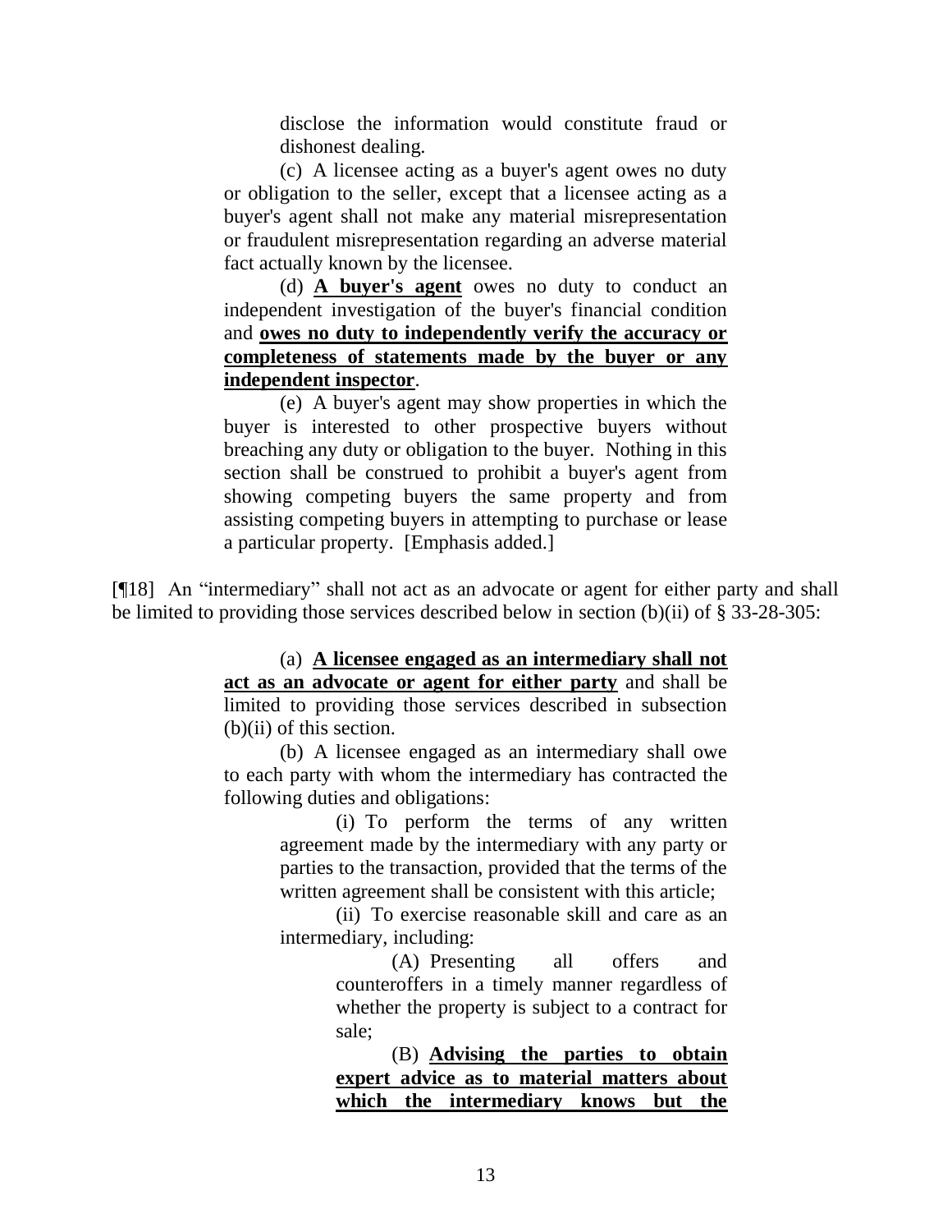> disclose the information would constitute fraud or dishonest dealing.
>
> (c) A licensee acting as a buyer's agent owes no duty or obligation to the seller, except that a licensee acting as a buyer's agent shall not make any material misrepresentation or fraudulent misrepresentation regarding an adverse material fact actually known by the licensee.
>
> (d) **A buyer's agent** owes no duty to conduct an independent investigation of the buyer's financial condition and **owes no duty to independently verify the accuracy or completeness of statements made by the buyer or any independent inspector**.
>
> (e) A buyer's agent may show properties in which the buyer is interested to other prospective buyers without breaching any duty or obligation to the buyer. Nothing in this section shall be construed to prohibit a buyer's agent from showing competing buyers the same property and from assisting competing buyers in attempting to purchase or lease a particular property. [Emphasis added.]

[¶18] An "intermediary" shall not act as an advocate or agent for either party and shall be limited to providing those services described below in section (b)(ii) of § 33-28-305:

> (a) **A licensee engaged as an intermediary shall not act as an advocate or agent for either party** and shall be limited to providing those services described in subsection (b)(ii) of this section.
>
> (b) A licensee engaged as an intermediary shall owe to each party with whom the intermediary has contracted the following duties and obligations:
>
> > (i) To perform the terms of any written agreement made by the intermediary with any party or parties to the transaction, provided that the terms of the written agreement shall be consistent with this article;
> >
> > (ii) To exercise reasonable skill and care as an intermediary, including:
> >
> > > (A) Presenting all offers and counteroffers in a timely manner regardless of whether the property is subject to a contract for sale;
> > >
> > > (B) **Advising the parties to obtain expert advice as to material matters about which the intermediary knows but the**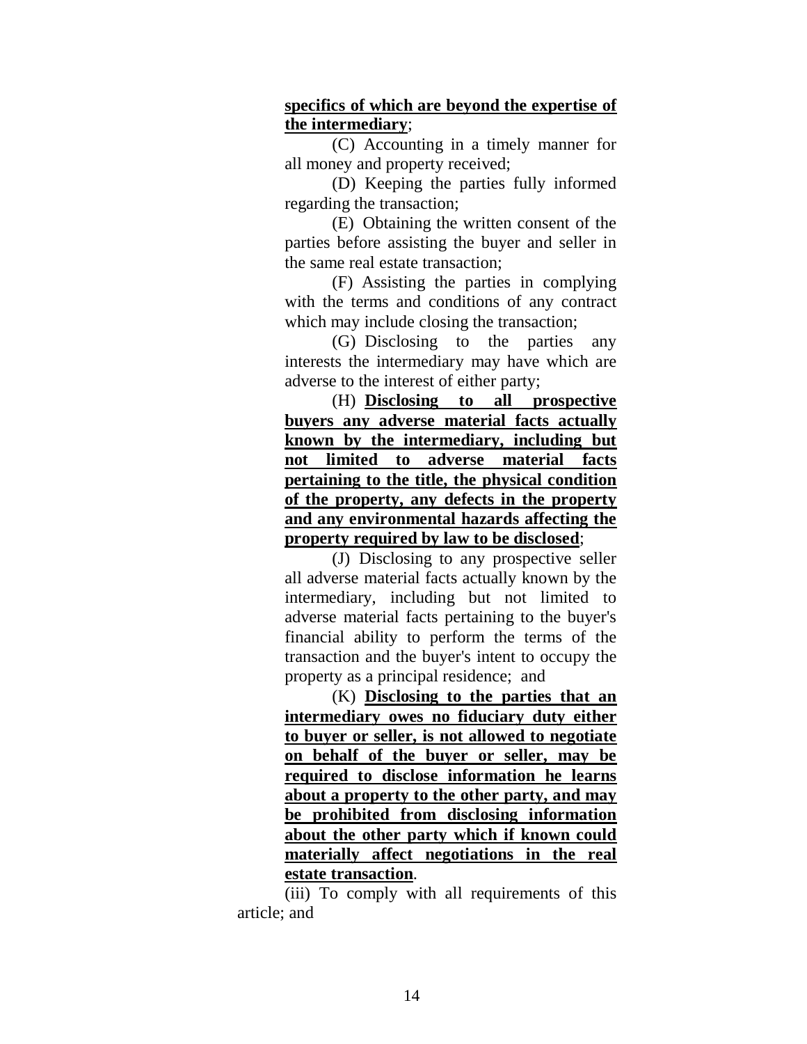**specifics of which are beyond the expertise of the intermediary**;

(C) Accounting in a timely manner for all money and property received;

(D) Keeping the parties fully informed regarding the transaction;

(E) Obtaining the written consent of the parties before assisting the buyer and seller in the same real estate transaction;

(F) Assisting the parties in complying with the terms and conditions of any contract which may include closing the transaction;

(G) Disclosing to the parties any interests the intermediary may have which are adverse to the interest of either party;

(H) **Disclosing to all prospective buyers any adverse material facts actually known by the intermediary, including but not limited to adverse material facts pertaining to the title, the physical condition of the property, any defects in the property and any environmental hazards affecting the property required by law to be disclosed**;

(J) Disclosing to any prospective seller all adverse material facts actually known by the intermediary, including but not limited to adverse material facts pertaining to the buyer's financial ability to perform the terms of the transaction and the buyer's intent to occupy the property as a principal residence; and

(K) **Disclosing to the parties that an intermediary owes no fiduciary duty either to buyer or seller, is not allowed to negotiate on behalf of the buyer or seller, may be required to disclose information he learns about a property to the other party, and may be prohibited from disclosing information about the other party which if known could materially affect negotiations in the real estate transaction**.

(iii) To comply with all requirements of this article; and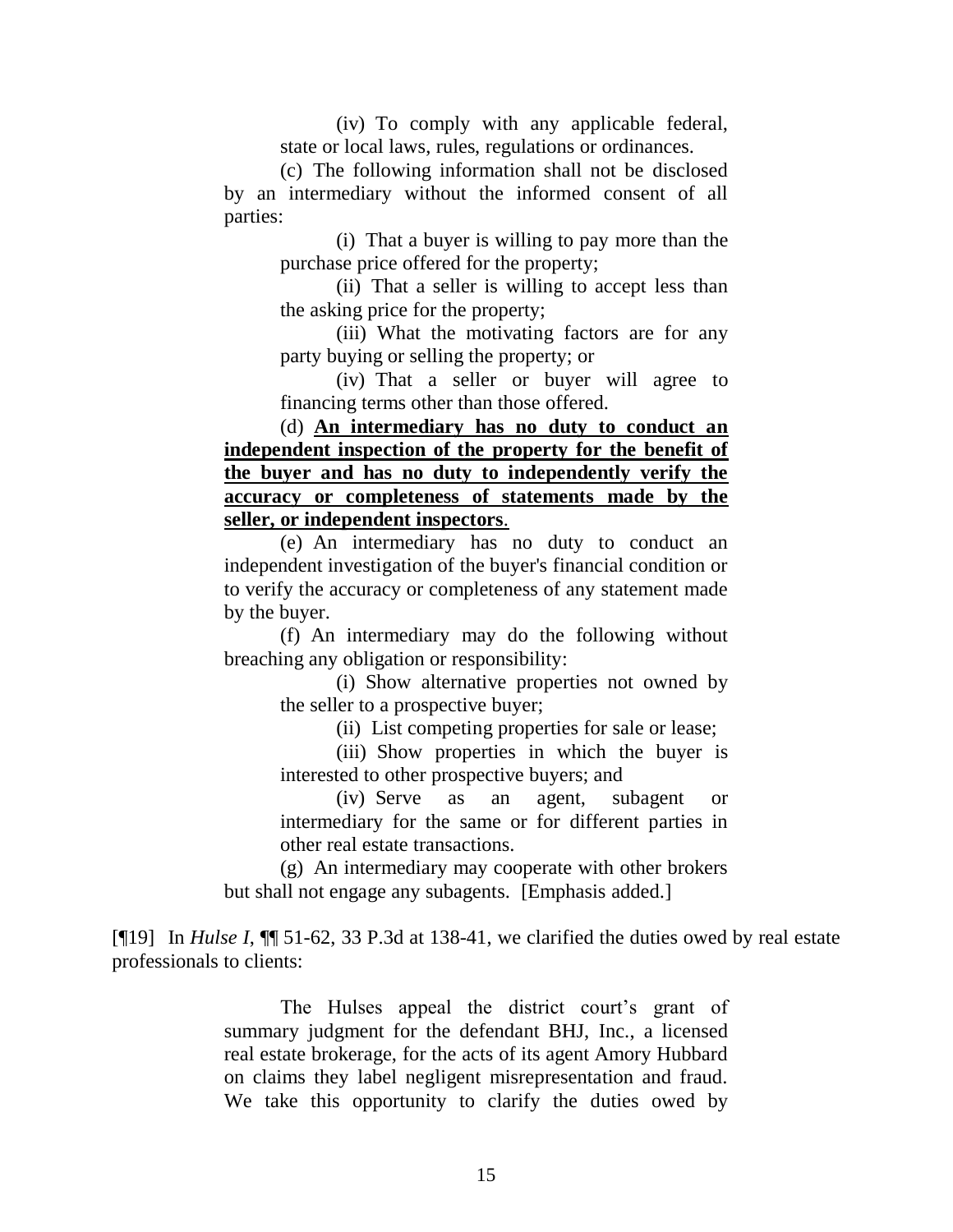(iv) To comply with any applicable federal, state or local laws, rules, regulations or ordinances.

(c) The following information shall not be disclosed by an intermediary without the informed consent of all parties:

(i) That a buyer is willing to pay more than the purchase price offered for the property;

(ii) That a seller is willing to accept less than the asking price for the property;

(iii) What the motivating factors are for any party buying or selling the property; or

(iv) That a seller or buyer will agree to financing terms other than those offered.

(d) <u>**An intermediary has no duty to conduct an independent inspection of the property for the benefit of the buyer and has no duty to independently verify the accuracy or completeness of statements made by the seller, or independent inspectors**</u>.

(e) An intermediary has no duty to conduct an independent investigation of the buyer's financial condition or to verify the accuracy or completeness of any statement made by the buyer.

(f) An intermediary may do the following without breaching any obligation or responsibility:

(i) Show alternative properties not owned by the seller to a prospective buyer;

(ii) List competing properties for sale or lease;

(iii) Show properties in which the buyer is interested to other prospective buyers; and

(iv) Serve as an agent, subagent or intermediary for the same or for different parties in other real estate transactions.

(g) An intermediary may cooperate with other brokers but shall not engage any subagents. [Emphasis added.]

[¶19] In *Hulse I*, ¶¶ 51-62, 33 P.3d at 138-41, we clarified the duties owed by real estate professionals to clients:

> The Hulses appeal the district court's grant of summary judgment for the defendant BHJ, Inc., a licensed real estate brokerage, for the acts of its agent Amory Hubbard on claims they label negligent misrepresentation and fraud. We take this opportunity to clarify the duties owed by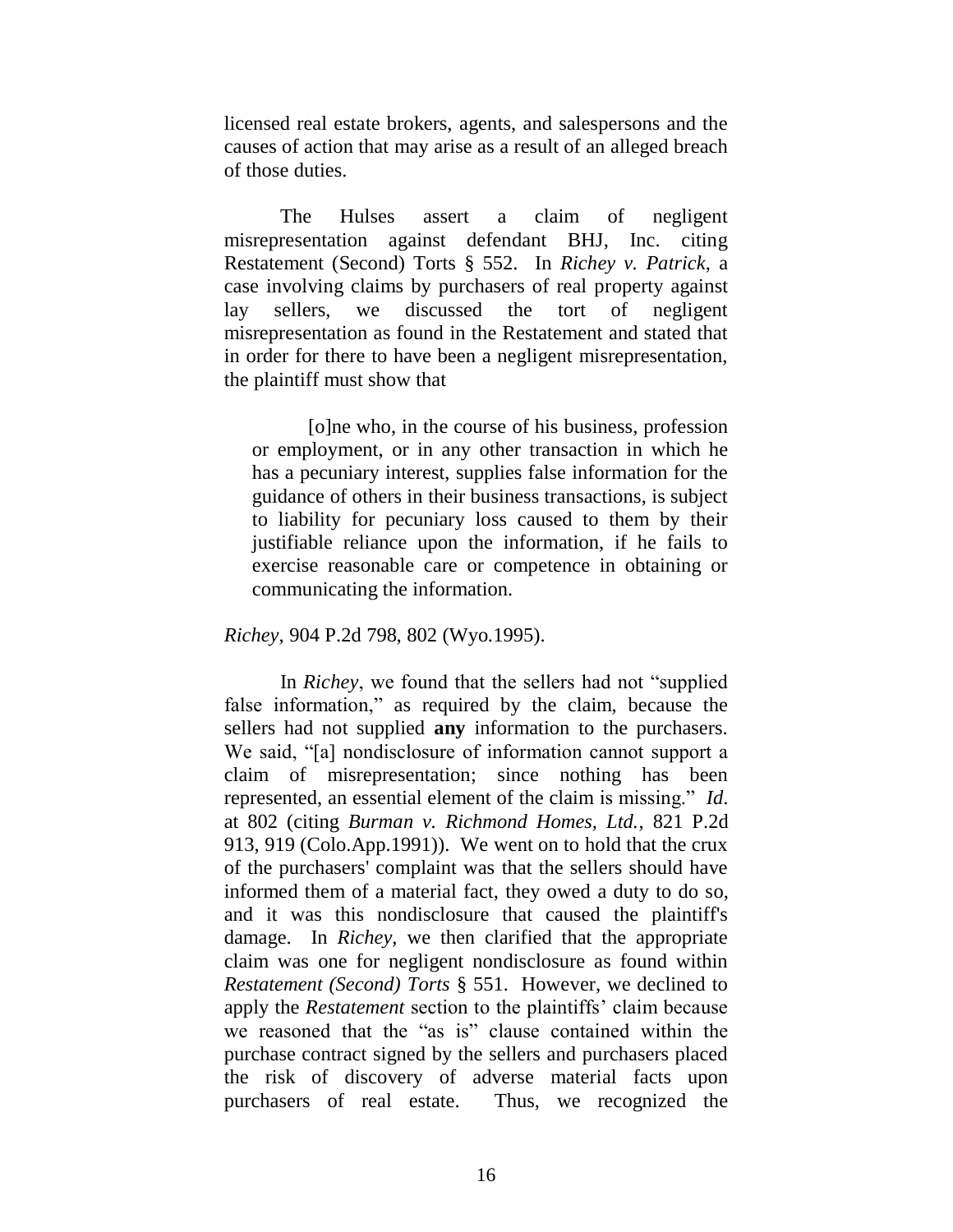licensed real estate brokers, agents, and salespersons and the causes of action that may arise as a result of an alleged breach of those duties.

The Hulses assert a claim of negligent misrepresentation against defendant BHJ, Inc. citing Restatement (Second) Torts § 552. In *Richey v. Patrick*, a case involving claims by purchasers of real property against lay sellers, we discussed the tort of negligent misrepresentation as found in the Restatement and stated that in order for there to have been a negligent misrepresentation, the plaintiff must show that

> [o]ne who, in the course of his business, profession or employment, or in any other transaction in which he has a pecuniary interest, supplies false information for the guidance of others in their business transactions, is subject to liability for pecuniary loss caused to them by their justifiable reliance upon the information, if he fails to exercise reasonable care or competence in obtaining or communicating the information.

*Richey*, 904 P.2d 798, 802 (Wyo.1995).

In *Richey*, we found that the sellers had not "supplied false information," as required by the claim, because the sellers had not supplied **any** information to the purchasers. We said, "[a] nondisclosure of information cannot support a claim of misrepresentation; since nothing has been represented, an essential element of the claim is missing." *Id*. at 802 (citing *Burman v. Richmond Homes, Ltd.*, 821 P.2d 913, 919 (Colo.App.1991)). We went on to hold that the crux of the purchasers' complaint was that the sellers should have informed them of a material fact, they owed a duty to do so, and it was this nondisclosure that caused the plaintiff's damage. In *Richey*, we then clarified that the appropriate claim was one for negligent nondisclosure as found within *Restatement (Second) Torts* § 551. However, we declined to apply the *Restatement* section to the plaintiffs' claim because we reasoned that the "as is" clause contained within the purchase contract signed by the sellers and purchasers placed the risk of discovery of adverse material facts upon purchasers of real estate. Thus, we recognized the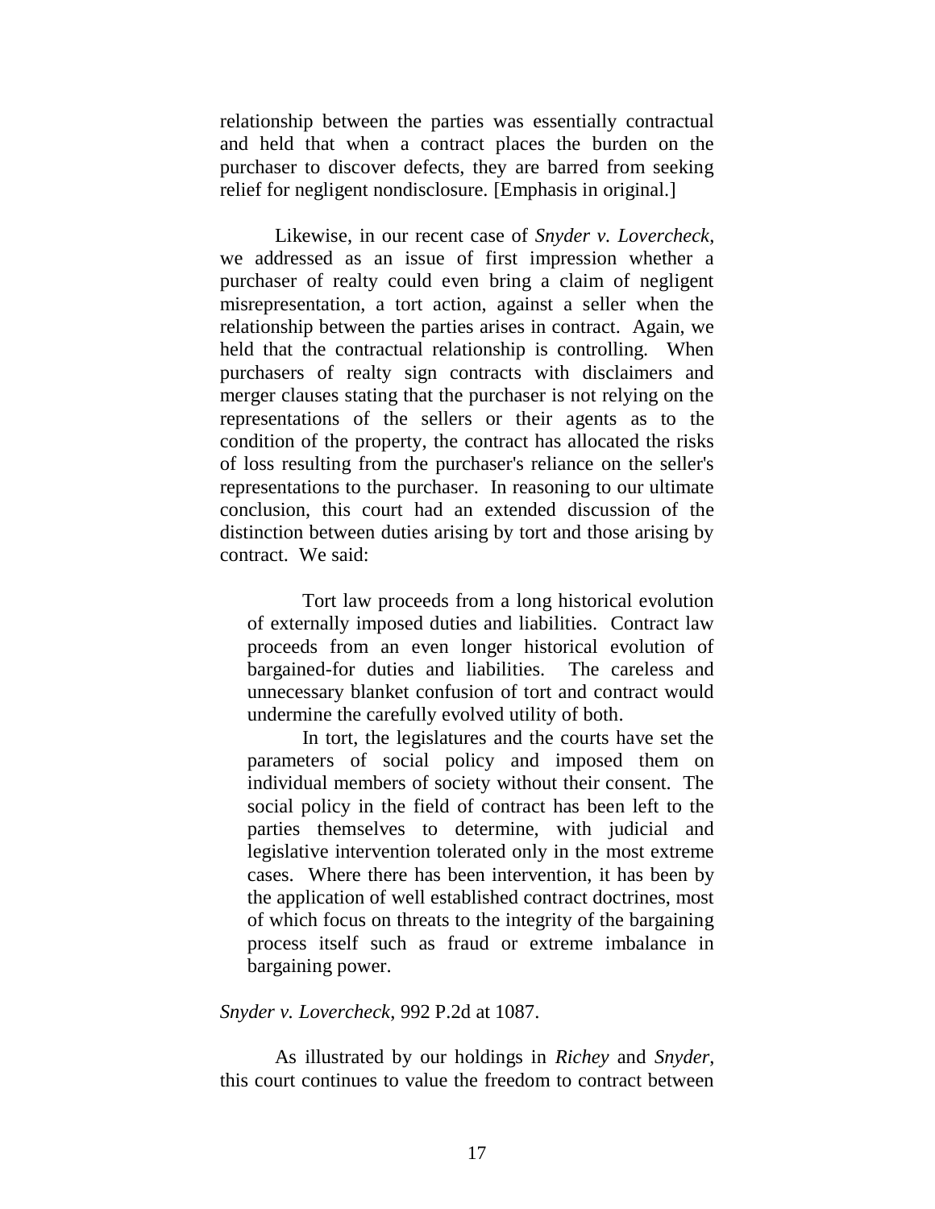relationship between the parties was essentially contractual and held that when a contract places the burden on the purchaser to discover defects, they are barred from seeking relief for negligent nondisclosure. [Emphasis in original.]

Likewise, in our recent case of *Snyder v. Lovercheck*, we addressed as an issue of first impression whether a purchaser of realty could even bring a claim of negligent misrepresentation, a tort action, against a seller when the relationship between the parties arises in contract. Again, we held that the contractual relationship is controlling. When purchasers of realty sign contracts with disclaimers and merger clauses stating that the purchaser is not relying on the representations of the sellers or their agents as to the condition of the property, the contract has allocated the risks of loss resulting from the purchaser's reliance on the seller's representations to the purchaser. In reasoning to our ultimate conclusion, this court had an extended discussion of the distinction between duties arising by tort and those arising by contract. We said:

> Tort law proceeds from a long historical evolution of externally imposed duties and liabilities. Contract law proceeds from an even longer historical evolution of bargained-for duties and liabilities. The careless and unnecessary blanket confusion of tort and contract would undermine the carefully evolved utility of both.
>
> In tort, the legislatures and the courts have set the parameters of social policy and imposed them on individual members of society without their consent. The social policy in the field of contract has been left to the parties themselves to determine, with judicial and legislative intervention tolerated only in the most extreme cases. Where there has been intervention, it has been by the application of well established contract doctrines, most of which focus on threats to the integrity of the bargaining process itself such as fraud or extreme imbalance in bargaining power.

*Snyder v. Lovercheck*, 992 P.2d at 1087.

As illustrated by our holdings in *Richey* and *Snyder*, this court continues to value the freedom to contract between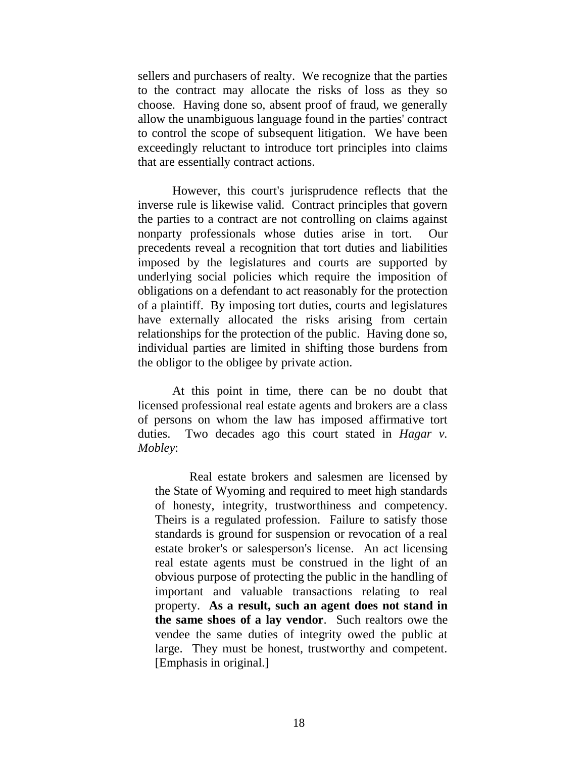sellers and purchasers of realty. We recognize that the parties to the contract may allocate the risks of loss as they so choose. Having done so, absent proof of fraud, we generally allow the unambiguous language found in the parties' contract to control the scope of subsequent litigation. We have been exceedingly reluctant to introduce tort principles into claims that are essentially contract actions.

However, this court's jurisprudence reflects that the inverse rule is likewise valid. Contract principles that govern the parties to a contract are not controlling on claims against nonparty professionals whose duties arise in tort. Our precedents reveal a recognition that tort duties and liabilities imposed by the legislatures and courts are supported by underlying social policies which require the imposition of obligations on a defendant to act reasonably for the protection of a plaintiff. By imposing tort duties, courts and legislatures have externally allocated the risks arising from certain relationships for the protection of the public. Having done so, individual parties are limited in shifting those burdens from the obligor to the obligee by private action.

At this point in time, there can be no doubt that licensed professional real estate agents and brokers are a class of persons on whom the law has imposed affirmative tort duties. Two decades ago this court stated in *Hagar v. Mobley*:

> Real estate brokers and salesmen are licensed by the State of Wyoming and required to meet high standards of honesty, integrity, trustworthiness and competency. Theirs is a regulated profession. Failure to satisfy those standards is ground for suspension or revocation of a real estate broker's or salesperson's license. An act licensing real estate agents must be construed in the light of an obvious purpose of protecting the public in the handling of important and valuable transactions relating to real property. **As a result, such an agent does not stand in the same shoes of a lay vendor**. Such realtors owe the vendee the same duties of integrity owed the public at large. They must be honest, trustworthy and competent. [Emphasis in original.]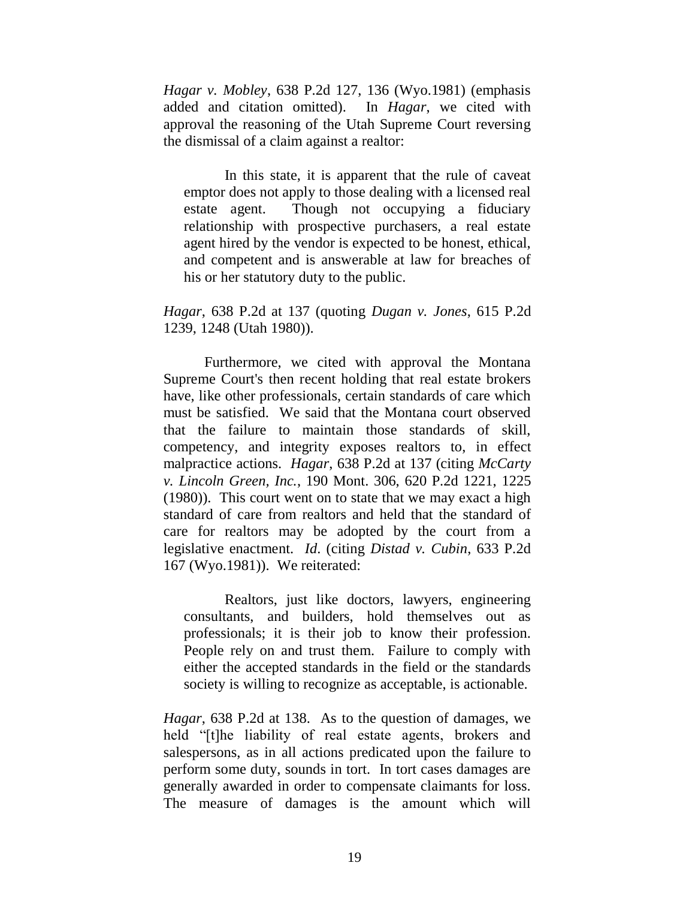*Hagar v. Mobley*, 638 P.2d 127, 136 (Wyo.1981) (emphasis added and citation omitted). In *Hagar*, we cited with approval the reasoning of the Utah Supreme Court reversing the dismissal of a claim against a realtor:

> In this state, it is apparent that the rule of caveat emptor does not apply to those dealing with a licensed real estate agent. Though not occupying a fiduciary relationship with prospective purchasers, a real estate agent hired by the vendor is expected to be honest, ethical, and competent and is answerable at law for breaches of his or her statutory duty to the public.

*Hagar*, 638 P.2d at 137 (quoting *Dugan v. Jones*, 615 P.2d 1239, 1248 (Utah 1980)).

Furthermore, we cited with approval the Montana Supreme Court's then recent holding that real estate brokers have, like other professionals, certain standards of care which must be satisfied. We said that the Montana court observed that the failure to maintain those standards of skill, competency, and integrity exposes realtors to, in effect malpractice actions. *Hagar*, 638 P.2d at 137 (citing *McCarty v. Lincoln Green, Inc.*, 190 Mont. 306, 620 P.2d 1221, 1225 (1980)). This court went on to state that we may exact a high standard of care from realtors and held that the standard of care for realtors may be adopted by the court from a legislative enactment. *Id*. (citing *Distad v. Cubin*, 633 P.2d 167 (Wyo.1981)). We reiterated:

> Realtors, just like doctors, lawyers, engineering consultants, and builders, hold themselves out as professionals; it is their job to know their profession. People rely on and trust them. Failure to comply with either the accepted standards in the field or the standards society is willing to recognize as acceptable, is actionable.

*Hagar*, 638 P.2d at 138. As to the question of damages, we held "[t]he liability of real estate agents, brokers and salespersons, as in all actions predicated upon the failure to perform some duty, sounds in tort. In tort cases damages are generally awarded in order to compensate claimants for loss. The measure of damages is the amount which will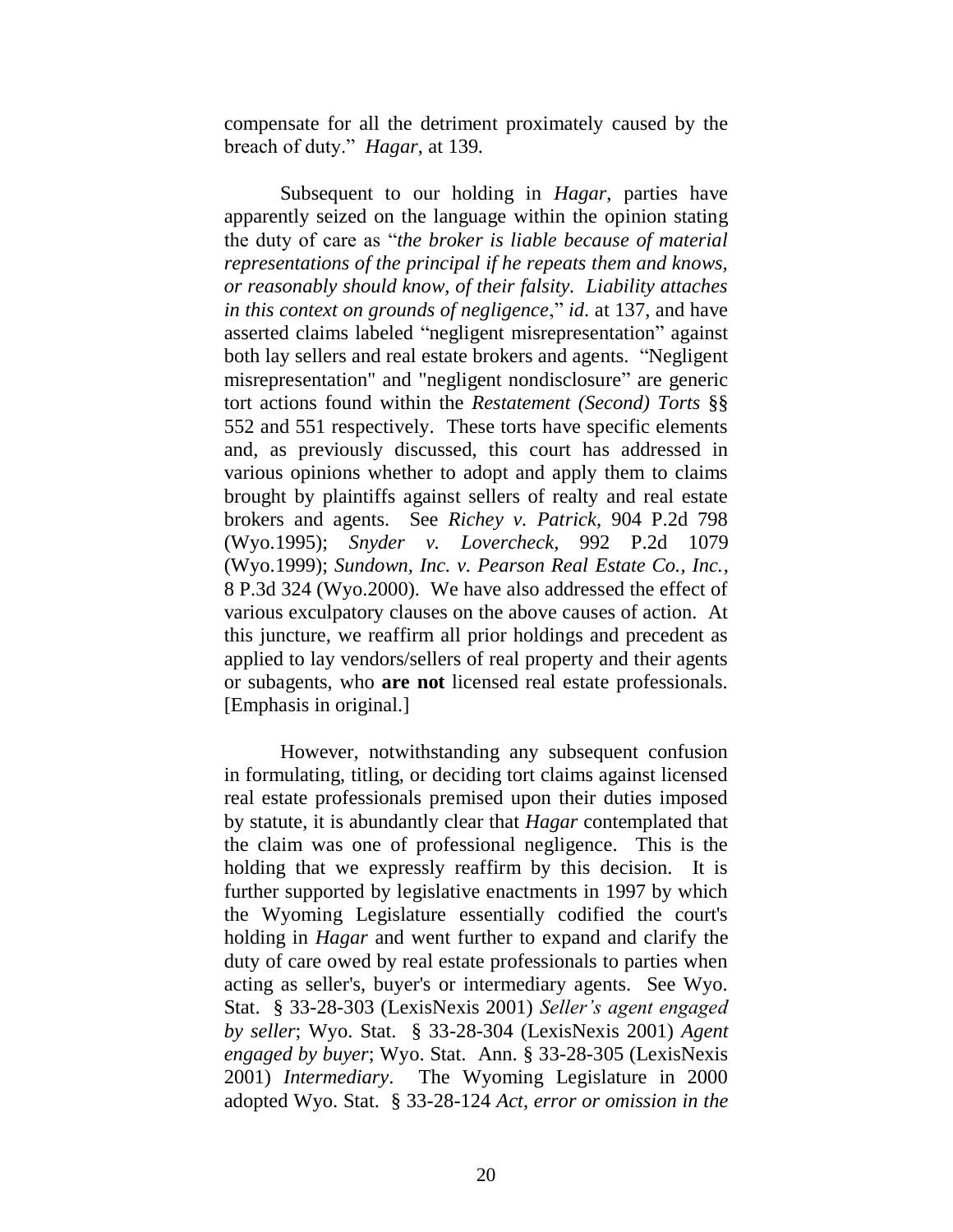compensate for all the detriment proximately caused by the breach of duty." *Hagar*, at 139.

Subsequent to our holding in *Hagar*, parties have apparently seized on the language within the opinion stating the duty of care as "*the broker is liable because of material representations of the principal if he repeats them and knows, or reasonably should know, of their falsity. Liability attaches in this context on grounds of negligence*," *id*. at 137, and have asserted claims labeled "negligent misrepresentation" against both lay sellers and real estate brokers and agents. "Negligent misrepresentation" and "negligent nondisclosure" are generic tort actions found within the *Restatement (Second) Torts* §§ 552 and 551 respectively. These torts have specific elements and, as previously discussed, this court has addressed in various opinions whether to adopt and apply them to claims brought by plaintiffs against sellers of realty and real estate brokers and agents. See *Richey v. Patrick*, 904 P.2d 798 (Wyo.1995); *Snyder v. Lovercheck*, 992 P.2d 1079 (Wyo.1999); *Sundown, Inc. v. Pearson Real Estate Co., Inc.*, 8 P.3d 324 (Wyo.2000). We have also addressed the effect of various exculpatory clauses on the above causes of action. At this juncture, we reaffirm all prior holdings and precedent as applied to lay vendors/sellers of real property and their agents or subagents, who **are not** licensed real estate professionals. [Emphasis in original.]

However, notwithstanding any subsequent confusion in formulating, titling, or deciding tort claims against licensed real estate professionals premised upon their duties imposed by statute, it is abundantly clear that *Hagar* contemplated that the claim was one of professional negligence. This is the holding that we expressly reaffirm by this decision. It is further supported by legislative enactments in 1997 by which the Wyoming Legislature essentially codified the court's holding in *Hagar* and went further to expand and clarify the duty of care owed by real estate professionals to parties when acting as seller's, buyer's or intermediary agents. See Wyo. Stat. § 33-28-303 (LexisNexis 2001) *Seller's agent engaged by seller*; Wyo. Stat. § 33-28-304 (LexisNexis 2001) *Agent engaged by buyer*; Wyo. Stat. Ann. § 33-28-305 (LexisNexis 2001) *Intermediary*. The Wyoming Legislature in 2000 adopted Wyo. Stat. § 33-28-124 *Act, error or omission in the*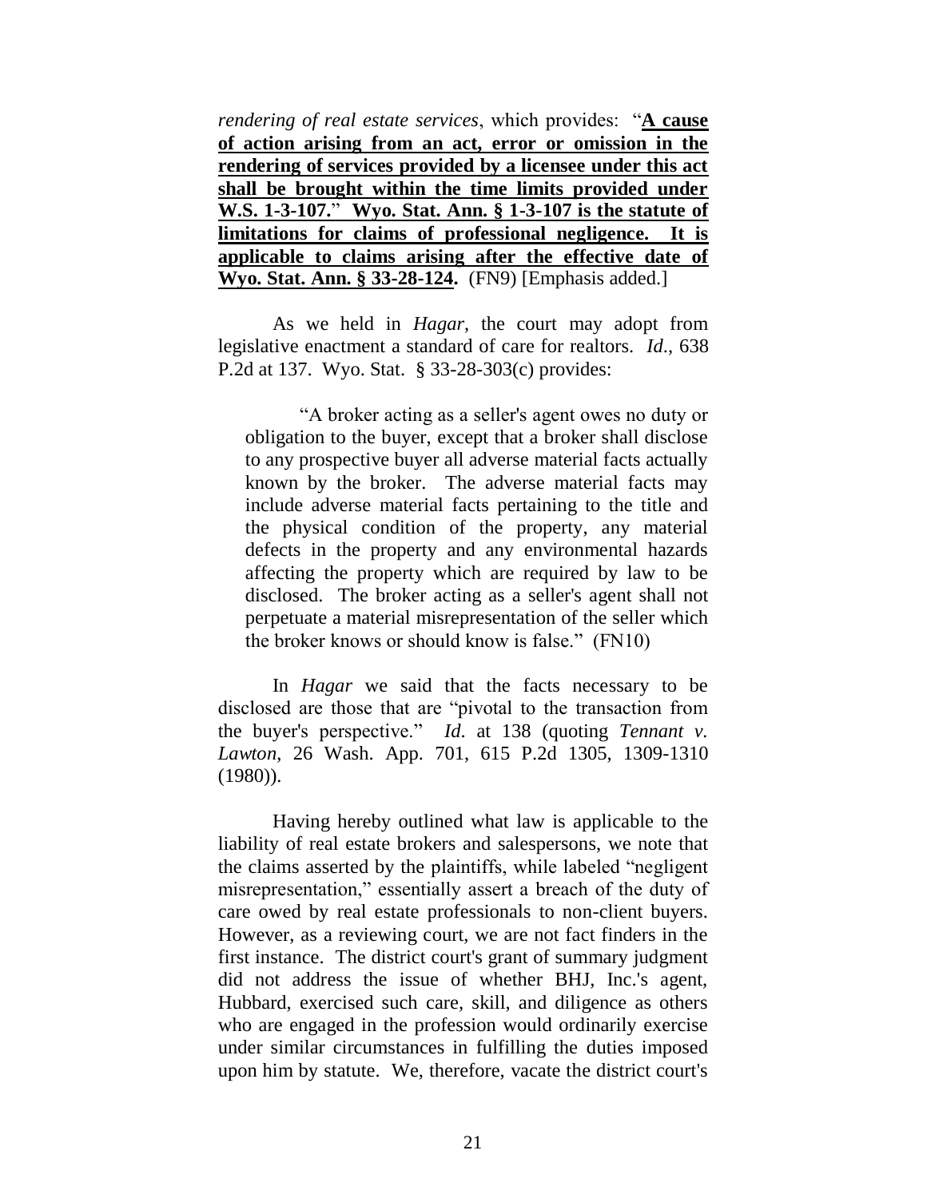*rendering of real estate services*, which provides: "**A cause of action arising from an act, error or omission in the rendering of services provided by a licensee under this act shall be brought within the time limits provided under W.S. 1-3-107.**" **Wyo. Stat. Ann. § 1-3-107 is the statute of limitations for claims of professional negligence. It is applicable to claims arising after the effective date of Wyo. Stat. Ann. § 33-28-124.** (FN9) [Emphasis added.]

As we held in *Hagar*, the court may adopt from legislative enactment a standard of care for realtors. *Id*., 638 P.2d at 137. Wyo. Stat. § 33-28-303(c) provides:

> "A broker acting as a seller's agent owes no duty or obligation to the buyer, except that a broker shall disclose to any prospective buyer all adverse material facts actually known by the broker. The adverse material facts may include adverse material facts pertaining to the title and the physical condition of the property, any material defects in the property and any environmental hazards affecting the property which are required by law to be disclosed. The broker acting as a seller's agent shall not perpetuate a material misrepresentation of the seller which the broker knows or should know is false." (FN10)

In *Hagar* we said that the facts necessary to be disclosed are those that are "pivotal to the transaction from the buyer's perspective." *Id*. at 138 (quoting *Tennant v. Lawton*, 26 Wash. App. 701, 615 P.2d 1305, 1309-1310 (1980)).

Having hereby outlined what law is applicable to the liability of real estate brokers and salespersons, we note that the claims asserted by the plaintiffs, while labeled "negligent misrepresentation," essentially assert a breach of the duty of care owed by real estate professionals to non-client buyers. However, as a reviewing court, we are not fact finders in the first instance. The district court's grant of summary judgment did not address the issue of whether BHJ, Inc.'s agent, Hubbard, exercised such care, skill, and diligence as others who are engaged in the profession would ordinarily exercise under similar circumstances in fulfilling the duties imposed upon him by statute. We, therefore, vacate the district court's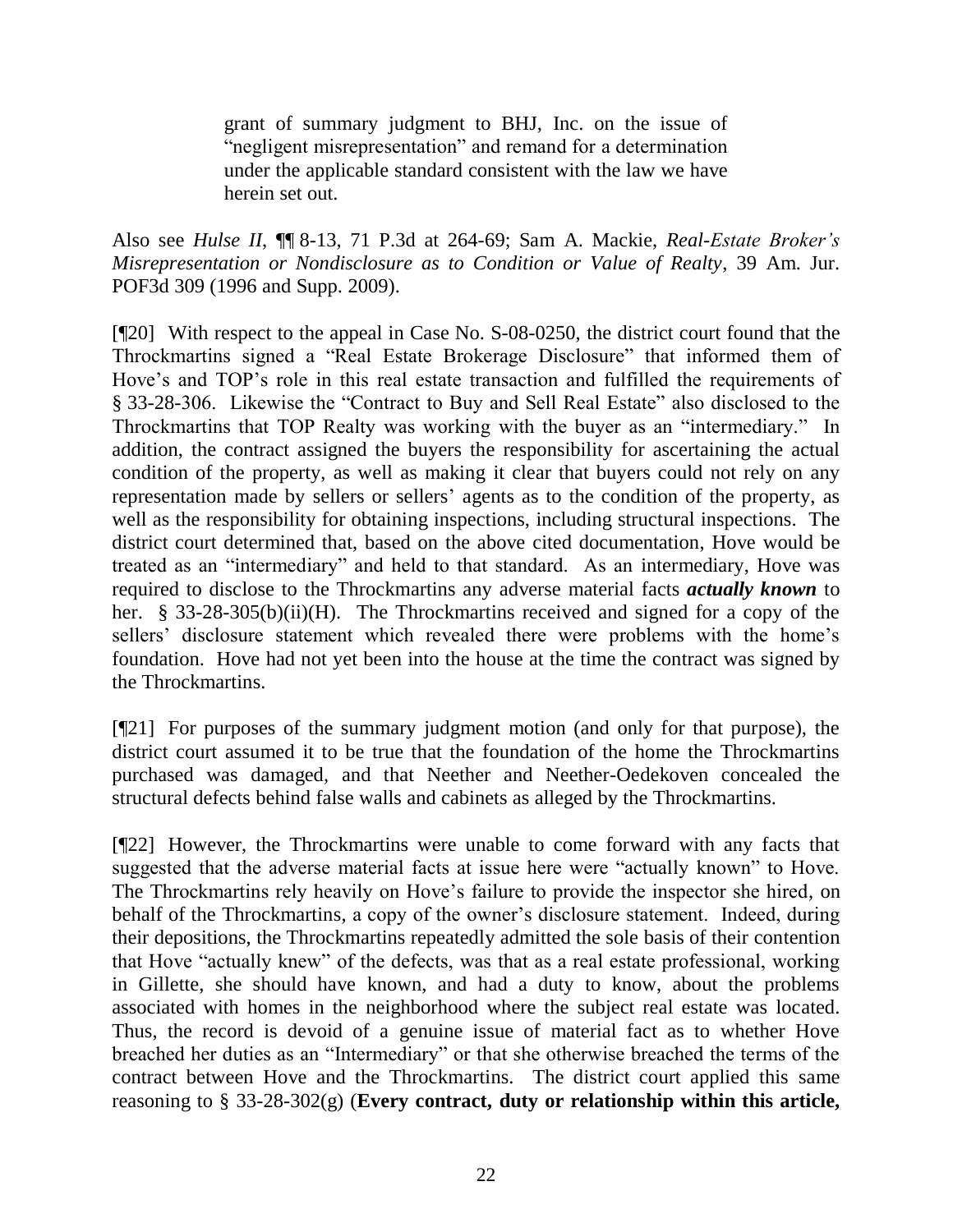> grant of summary judgment to BHJ, Inc. on the issue of "negligent misrepresentation" and remand for a determination under the applicable standard consistent with the law we have herein set out.

Also see *Hulse II*, ¶¶ 8-13, 71 P.3d at 264-69; Sam A. Mackie, *Real-Estate Broker's Misrepresentation or Nondisclosure as to Condition or Value of Realty*, 39 Am. Jur. POF3d 309 (1996 and Supp. 2009).

[¶20] With respect to the appeal in Case No. S-08-0250, the district court found that the Throckmartins signed a "Real Estate Brokerage Disclosure" that informed them of Hove's and TOP's role in this real estate transaction and fulfilled the requirements of § 33-28-306. Likewise the "Contract to Buy and Sell Real Estate" also disclosed to the Throckmartins that TOP Realty was working with the buyer as an "intermediary." In addition, the contract assigned the buyers the responsibility for ascertaining the actual condition of the property, as well as making it clear that buyers could not rely on any representation made by sellers or sellers' agents as to the condition of the property, as well as the responsibility for obtaining inspections, including structural inspections. The district court determined that, based on the above cited documentation, Hove would be treated as an "intermediary" and held to that standard. As an intermediary, Hove was required to disclose to the Throckmartins any adverse material facts ***actually known*** to her. § 33-28-305(b)(ii)(H). The Throckmartins received and signed for a copy of the sellers' disclosure statement which revealed there were problems with the home's foundation. Hove had not yet been into the house at the time the contract was signed by the Throckmartins.

[¶21] For purposes of the summary judgment motion (and only for that purpose), the district court assumed it to be true that the foundation of the home the Throckmartins purchased was damaged, and that Neether and Neether-Oedekoven concealed the structural defects behind false walls and cabinets as alleged by the Throckmartins.

[¶22] However, the Throckmartins were unable to come forward with any facts that suggested that the adverse material facts at issue here were "actually known" to Hove. The Throckmartins rely heavily on Hove's failure to provide the inspector she hired, on behalf of the Throckmartins, a copy of the owner's disclosure statement. Indeed, during their depositions, the Throckmartins repeatedly admitted the sole basis of their contention that Hove "actually knew" of the defects, was that as a real estate professional, working in Gillette, she should have known, and had a duty to know, about the problems associated with homes in the neighborhood where the subject real estate was located. Thus, the record is devoid of a genuine issue of material fact as to whether Hove breached her duties as an "Intermediary" or that she otherwise breached the terms of the contract between Hove and the Throckmartins. The district court applied this same reasoning to § 33-28-302(g) (**Every contract, duty or relationship within this article,**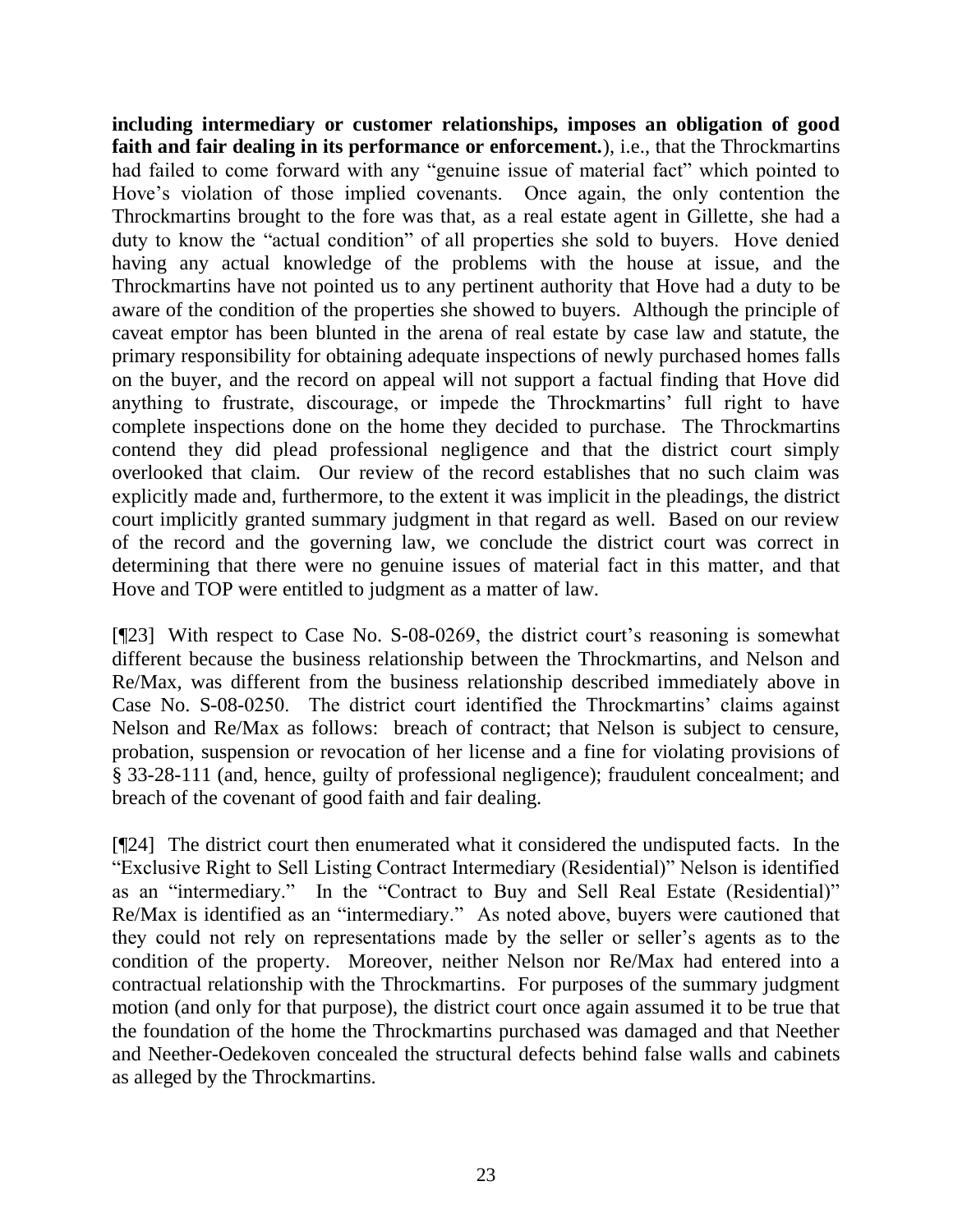**including intermediary or customer relationships, imposes an obligation of good faith and fair dealing in its performance or enforcement.**), i.e., that the Throckmartins had failed to come forward with any "genuine issue of material fact" which pointed to Hove's violation of those implied covenants. Once again, the only contention the Throckmartins brought to the fore was that, as a real estate agent in Gillette, she had a duty to know the "actual condition" of all properties she sold to buyers. Hove denied having any actual knowledge of the problems with the house at issue, and the Throckmartins have not pointed us to any pertinent authority that Hove had a duty to be aware of the condition of the properties she showed to buyers. Although the principle of caveat emptor has been blunted in the arena of real estate by case law and statute, the primary responsibility for obtaining adequate inspections of newly purchased homes falls on the buyer, and the record on appeal will not support a factual finding that Hove did anything to frustrate, discourage, or impede the Throckmartins' full right to have complete inspections done on the home they decided to purchase. The Throckmartins contend they did plead professional negligence and that the district court simply overlooked that claim. Our review of the record establishes that no such claim was explicitly made and, furthermore, to the extent it was implicit in the pleadings, the district court implicitly granted summary judgment in that regard as well. Based on our review of the record and the governing law, we conclude the district court was correct in determining that there were no genuine issues of material fact in this matter, and that Hove and TOP were entitled to judgment as a matter of law.

[¶23] With respect to Case No. S-08-0269, the district court's reasoning is somewhat different because the business relationship between the Throckmartins, and Nelson and Re/Max, was different from the business relationship described immediately above in Case No. S-08-0250. The district court identified the Throckmartins' claims against Nelson and Re/Max as follows: breach of contract; that Nelson is subject to censure, probation, suspension or revocation of her license and a fine for violating provisions of § 33-28-111 (and, hence, guilty of professional negligence); fraudulent concealment; and breach of the covenant of good faith and fair dealing.

[¶24] The district court then enumerated what it considered the undisputed facts. In the "Exclusive Right to Sell Listing Contract Intermediary (Residential)" Nelson is identified as an "intermediary." In the "Contract to Buy and Sell Real Estate (Residential)" Re/Max is identified as an "intermediary." As noted above, buyers were cautioned that they could not rely on representations made by the seller or seller's agents as to the condition of the property. Moreover, neither Nelson nor Re/Max had entered into a contractual relationship with the Throckmartins. For purposes of the summary judgment motion (and only for that purpose), the district court once again assumed it to be true that the foundation of the home the Throckmartins purchased was damaged and that Neether and Neether-Oedekoven concealed the structural defects behind false walls and cabinets as alleged by the Throckmartins.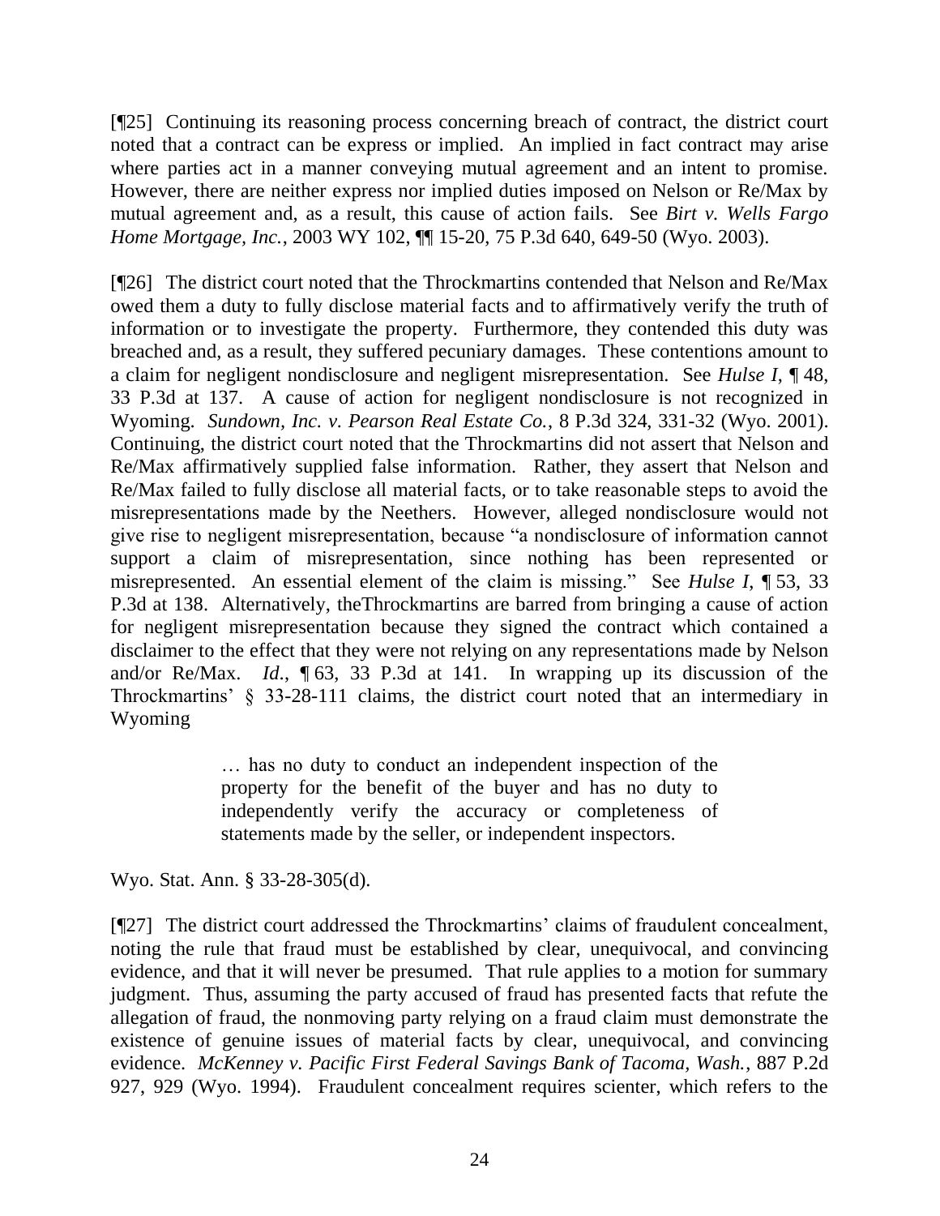[¶25] Continuing its reasoning process concerning breach of contract, the district court noted that a contract can be express or implied. An implied in fact contract may arise where parties act in a manner conveying mutual agreement and an intent to promise. However, there are neither express nor implied duties imposed on Nelson or Re/Max by mutual agreement and, as a result, this cause of action fails. See *Birt v. Wells Fargo Home Mortgage, Inc.*, 2003 WY 102, ¶¶ 15-20, 75 P.3d 640, 649-50 (Wyo. 2003).

[¶26] The district court noted that the Throckmartins contended that Nelson and Re/Max owed them a duty to fully disclose material facts and to affirmatively verify the truth of information or to investigate the property. Furthermore, they contended this duty was breached and, as a result, they suffered pecuniary damages. These contentions amount to a claim for negligent nondisclosure and negligent misrepresentation. See *Hulse I*, ¶ 48, 33 P.3d at 137. A cause of action for negligent nondisclosure is not recognized in Wyoming. *Sundown, Inc. v. Pearson Real Estate Co.*, 8 P.3d 324, 331-32 (Wyo. 2001). Continuing, the district court noted that the Throckmartins did not assert that Nelson and Re/Max affirmatively supplied false information. Rather, they assert that Nelson and Re/Max failed to fully disclose all material facts, or to take reasonable steps to avoid the misrepresentations made by the Neethers. However, alleged nondisclosure would not give rise to negligent misrepresentation, because "a nondisclosure of information cannot support a claim of misrepresentation, since nothing has been represented or misrepresented. An essential element of the claim is missing." See *Hulse I*, ¶ 53, 33 P.3d at 138. Alternatively, theThrockmartins are barred from bringing a cause of action for negligent misrepresentation because they signed the contract which contained a disclaimer to the effect that they were not relying on any representations made by Nelson and/or Re/Max. *Id.*, ¶ 63, 33 P.3d at 141. In wrapping up its discussion of the Throckmartins' § 33-28-111 claims, the district court noted that an intermediary in Wyoming

> … has no duty to conduct an independent inspection of the property for the benefit of the buyer and has no duty to independently verify the accuracy or completeness of statements made by the seller, or independent inspectors.

Wyo. Stat. Ann. § 33-28-305(d).

[¶27] The district court addressed the Throckmartins' claims of fraudulent concealment, noting the rule that fraud must be established by clear, unequivocal, and convincing evidence, and that it will never be presumed. That rule applies to a motion for summary judgment. Thus, assuming the party accused of fraud has presented facts that refute the allegation of fraud, the nonmoving party relying on a fraud claim must demonstrate the existence of genuine issues of material facts by clear, unequivocal, and convincing evidence. *McKenney v. Pacific First Federal Savings Bank of Tacoma, Wash.*, 887 P.2d 927, 929 (Wyo. 1994). Fraudulent concealment requires scienter, which refers to the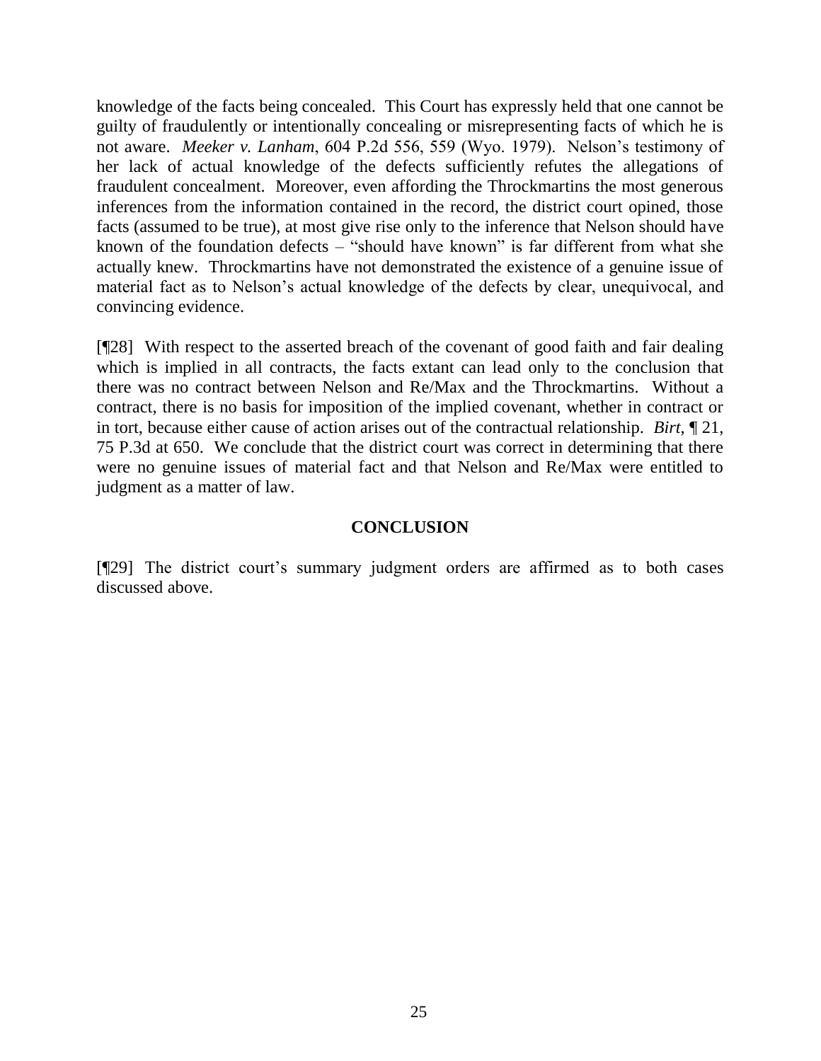knowledge of the facts being concealed. This Court has expressly held that one cannot be guilty of fraudulently or intentionally concealing or misrepresenting facts of which he is not aware. *Meeker v. Lanham*, 604 P.2d 556, 559 (Wyo. 1979). Nelson's testimony of her lack of actual knowledge of the defects sufficiently refutes the allegations of fraudulent concealment. Moreover, even affording the Throckmartins the most generous inferences from the information contained in the record, the district court opined, those facts (assumed to be true), at most give rise only to the inference that Nelson should have known of the foundation defects – "should have known" is far different from what she actually knew. Throckmartins have not demonstrated the existence of a genuine issue of material fact as to Nelson's actual knowledge of the defects by clear, unequivocal, and convincing evidence.

[¶28] With respect to the asserted breach of the covenant of good faith and fair dealing which is implied in all contracts, the facts extant can lead only to the conclusion that there was no contract between Nelson and Re/Max and the Throckmartins. Without a contract, there is no basis for imposition of the implied covenant, whether in contract or in tort, because either cause of action arises out of the contractual relationship. *Birt*, ¶ 21, 75 P.3d at 650. We conclude that the district court was correct in determining that there were no genuine issues of material fact and that Nelson and Re/Max were entitled to judgment as a matter of law.

## CONCLUSION

[¶29] The district court's summary judgment orders are affirmed as to both cases discussed above.